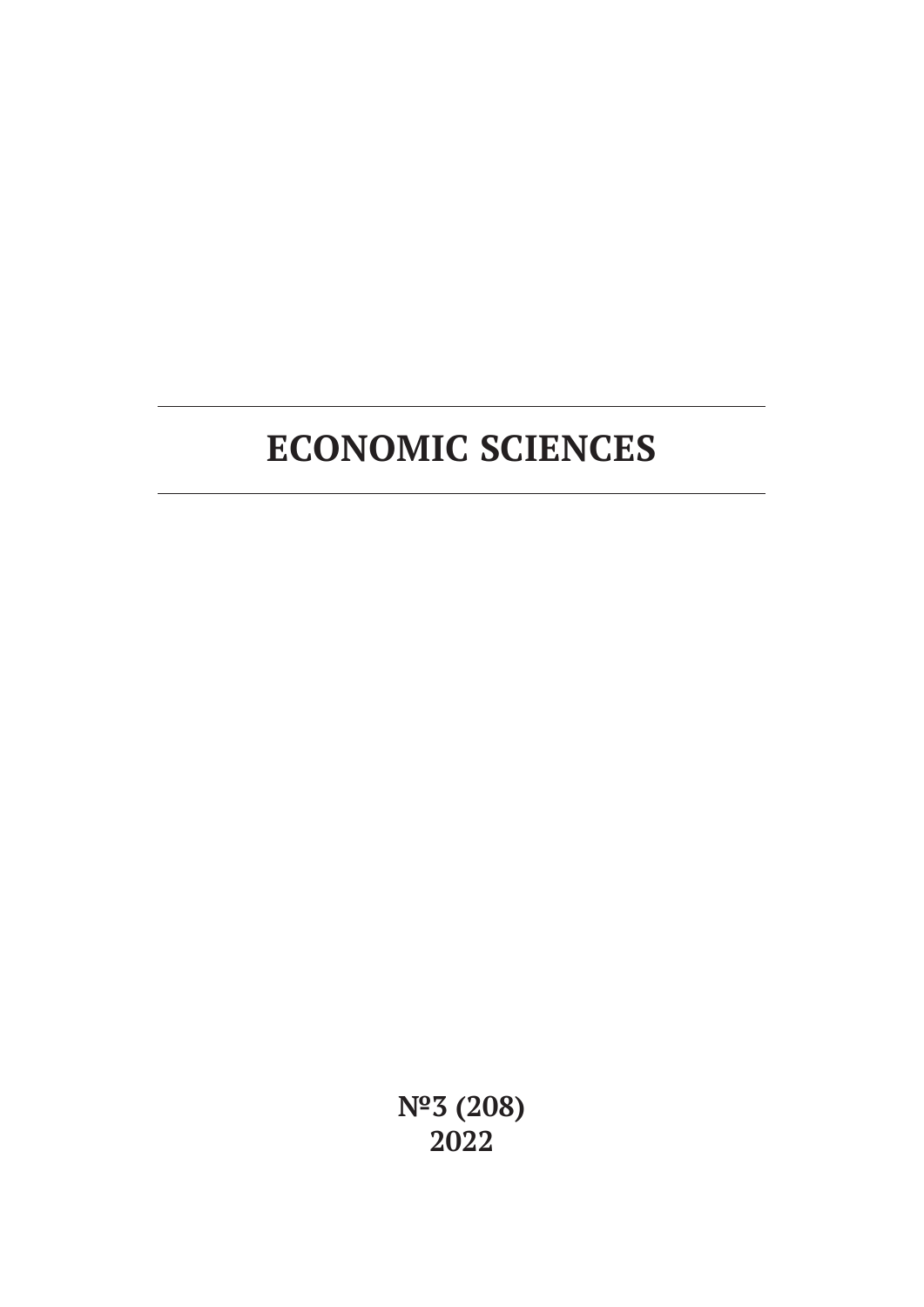# ECONOMIC SCIENCES

**№3 (208)**
**2022**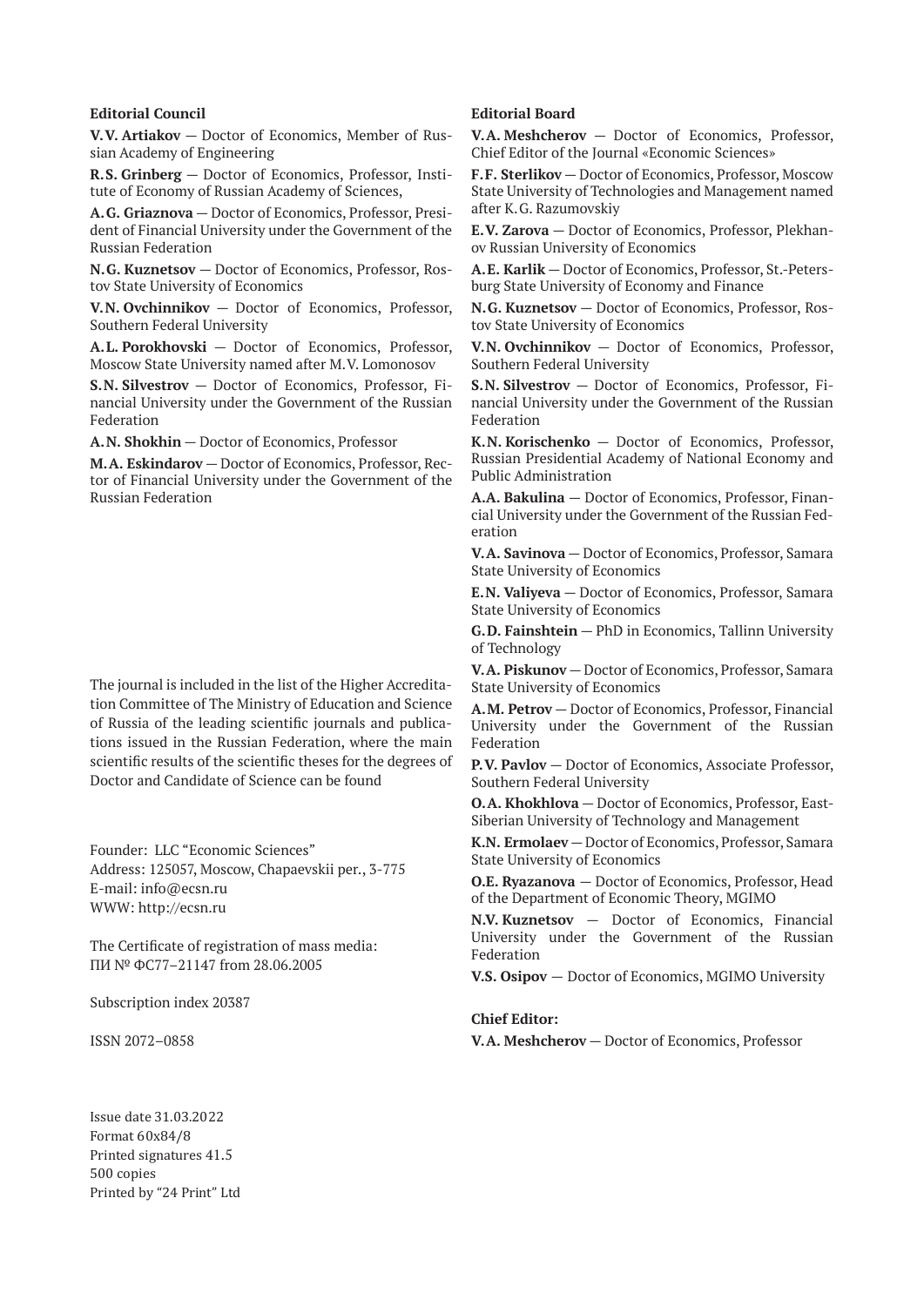**Editorial Council**

**V.V. Artiakov** — Doctor of Economics, Member of Russian Academy of Engineering

**R.S. Grinberg** — Doctor of Economics, Professor, Institute of Economy of Russian Academy of Sciences,

**A.G. Griaznova** — Doctor of Economics, Professor, President of Financial University under the Government of the Russian Federation

**N.G. Kuznetsov** — Doctor of Economics, Professor, Rostov State University of Economics

**V.N. Ovchinnikov** — Doctor of Economics, Professor, Southern Federal University

**A.L. Porokhovski** — Doctor of Economics, Professor, Moscow State University named after M.V. Lomonosov

**S.N. Silvestrov** — Doctor of Economics, Professor, Financial University under the Government of the Russian Federation

**A.N. Shokhin** — Doctor of Economics, Professor

**M.A. Eskindarov** — Doctor of Economics, Professor, Rector of Financial University under the Government of the Russian Federation

The journal is included in the list of the Higher Accreditation Committee of The Ministry of Education and Science of Russia of the leading scientific journals and publications issued in the Russian Federation, where the main scientific results of the scientific theses for the degrees of Doctor and Candidate of Science can be found

Founder: LLC "Economic Sciences"
Address: 125057, Moscow, Chapaevskii per., 3-775
E-mail: info@ecsn.ru
WWW: http://ecsn.ru

The Certificate of registration of mass media:
ПИ № ФС77–21147 from 28.06.2005

Subscription index 20387

ISSN 2072–0858

Issue date 31.03.2022
Format 60x84/8
Printed signatures 41.5
500 copies
Printed by "24 Print" Ltd

**Editorial Board**

**V.A. Meshcherov** — Doctor of Economics, Professor, Chief Editor of the Journal «Economic Sciences»

**F.F. Sterlikov** — Doctor of Economics, Professor, Moscow State University of Technologies and Management named after K.G. Razumovskiy

**E.V. Zarova** — Doctor of Economics, Professor, Plekhanov Russian University of Economics

**A.E. Karlik** — Doctor of Economics, Professor, St.-Petersburg State University of Economy and Finance

**N.G. Kuznetsov** — Doctor of Economics, Professor, Rostov State University of Economics

**V.N. Ovchinnikov** — Doctor of Economics, Professor, Southern Federal University

**S.N. Silvestrov** — Doctor of Economics, Professor, Financial University under the Government of the Russian Federation

**K.N. Korischenko** — Doctor of Economics, Professor, Russian Presidential Academy of National Economy and Public Administration

**A.A. Bakulina** — Doctor of Economics, Professor, Financial University under the Government of the Russian Federation

**V.A. Savinova** — Doctor of Economics, Professor, Samara State University of Economics

**E.N. Valiyeva** — Doctor of Economics, Professor, Samara State University of Economics

**G.D. Fainshtein** — PhD in Economics, Tallinn University of Technology

**V.A. Piskunov** — Doctor of Economics, Professor, Samara State University of Economics

**A.M. Petrov** — Doctor of Economics, Professor, Financial University under the Government of the Russian Federation

**P.V. Pavlov** — Doctor of Economics, Associate Professor, Southern Federal University

**O.A. Khokhlova** — Doctor of Economics, Professor, East-Siberian University of Technology and Management

**K.N. Ermolaev** — Doctor of Economics, Professor, Samara State University of Economics

**O.E. Ryazanova** — Doctor of Economics, Professor, Head of the Department of Economic Theory, MGIMO

**N.V. Kuznetsov** — Doctor of Economics, Financial University under the Government of the Russian Federation

**V.S. Osipov** — Doctor of Economics, MGIMO University

**Chief Editor:**

**V.A. Meshcherov** — Doctor of Economics, Professor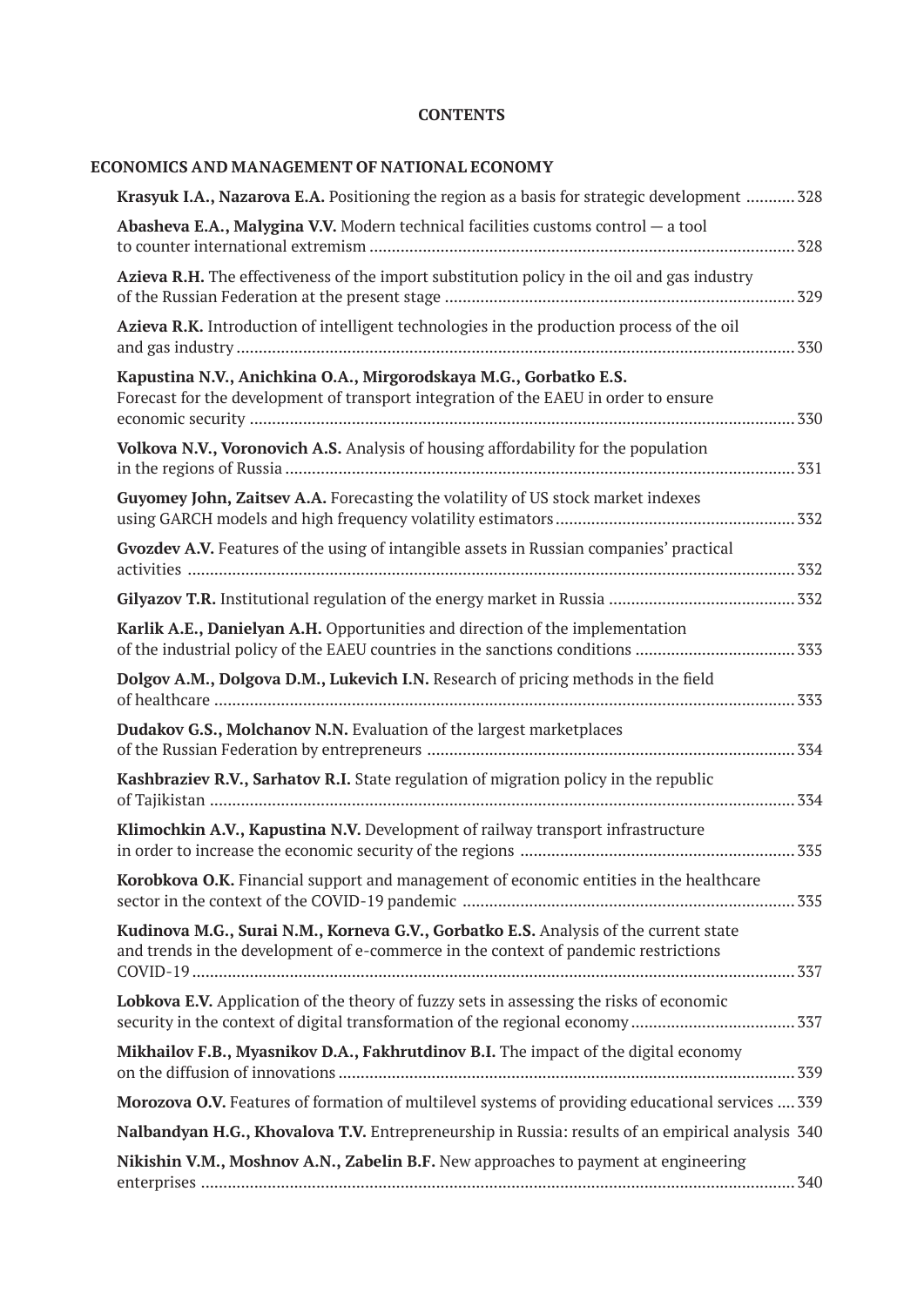**CONTENTS**

## ECONOMICS AND MANAGEMENT OF NATIONAL ECONOMY

**Krasyuk I.A., Nazarova E.A.** Positioning the region as a basis for strategic development ........... 328

**Abasheva E.A., Malygina V.V.** Modern technical facilities customs control — a tool to counter international extremism ............................................................................................... 328

**Azieva R.H.** The effectiveness of the import substitution policy in the oil and gas industry of the Russian Federation at the present stage ............................................................................... 329

**Azieva R.K.** Introduction of intelligent technologies in the production process of the oil and gas industry ............................................................................................................................... 330

**Kapustina N.V., Anichkina O.A., Mirgorodskaya M.G., Gorbatko E.S.** Forecast for the development of transport integration of the EAEU in order to ensure economic security ............................................................................................................................ 330

**Volkova N.V., Voronovich A.S.** Analysis of housing affordability for the population in the regions of Russia .................................................................................................................... 331

**Guyomey John, Zaitsev A.A.** Forecasting the volatility of US stock market indexes using GARCH models and high frequency volatility estimators ...................................................... 332

**Gvozdev A.V.** Features of the using of intangible assets in Russian companies' practical activities ......................................................................................................................................... 332

**Gilyazov T.R.** Institutional regulation of the energy market in Russia .......................................... 332

**Karlik A.E., Danielyan A.H.** Opportunities and direction of the implementation of the industrial policy of the EAEU countries in the sanctions conditions .................................... 333

**Dolgov A.M., Dolgova D.M., Lukevich I.N.** Research of pricing methods in the field of healthcare .................................................................................................................................. 333

**Dudakov G.S., Molchanov N.N.** Evaluation of the largest marketplaces of the Russian Federation by entrepreneurs .................................................................................... 334

**Kashbraziev R.V., Sarhatov R.I.** State regulation of migration policy in the republic of Tajikistan .................................................................................................................................... 334

**Klimochkin A.V., Kapustina N.V.** Development of railway transport infrastructure in order to increase the economic security of the regions .............................................................. 335

**Korobkova O.K.** Financial support and management of economic entities in the healthcare sector in the context of the COVID-19 pandemic ........................................................................... 335

**Kudinova M.G., Surai N.M., Korneva G.V., Gorbatko E.S.** Analysis of the current state and trends in the development of e-commerce in the context of pandemic restrictions COVID-19 ........................................................................................................................................ 337

**Lobkova E.V.** Application of the theory of fuzzy sets in assessing the risks of economic security in the context of digital transformation of the regional economy ..................................... 337

**Mikhailov F.B., Myasnikov D.A., Fakhrutdinov B.I.** The impact of the digital economy on the diffusion of innovations ....................................................................................................... 339

**Morozova O.V.** Features of formation of multilevel systems of providing educational services .... 339

**Nalbandyan H.G., Khovalova T.V.** Entrepreneurship in Russia: results of an empirical analysis 340

**Nikishin V.M., Moshnov A.N., Zabelin B.F.** New approaches to payment at engineering enterprises .................................................................................................................................... 340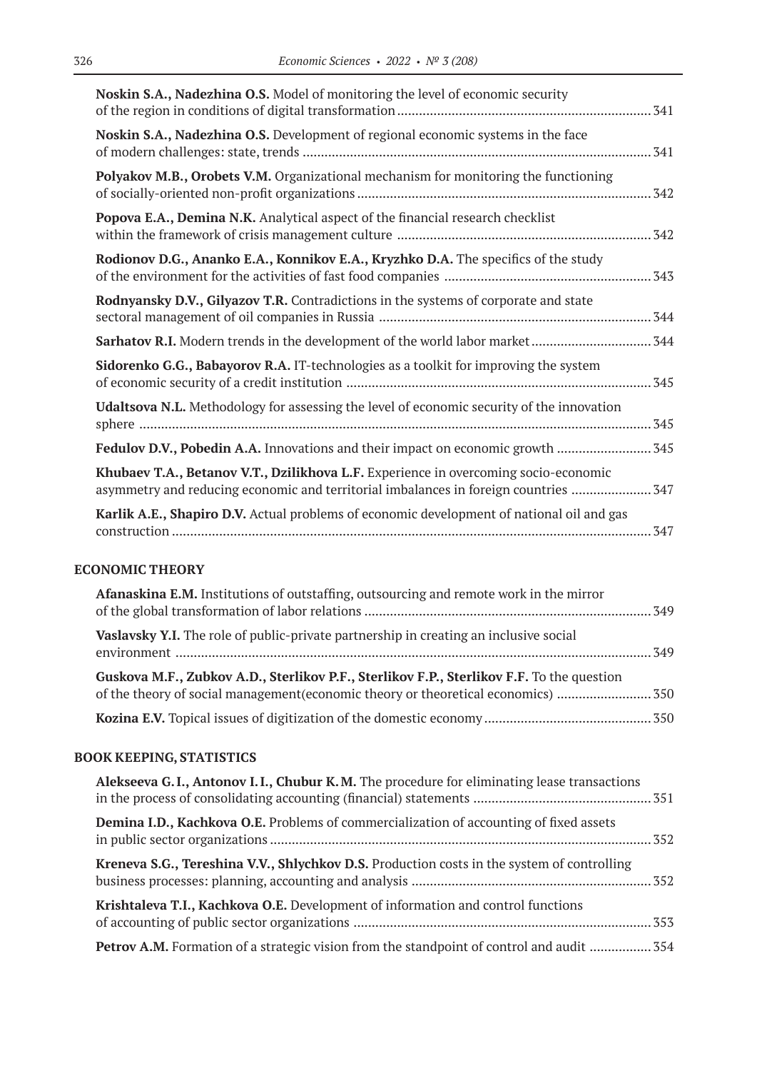**Noskin S.A., Nadezhina O.S.** Model of monitoring the level of economic security of the region in conditions of digital transformation ..... 341

**Noskin S.A., Nadezhina O.S.** Development of regional economic systems in the face of modern challenges: state, trends ..... 341

**Polyakov M.B., Orobets V.M.** Organizational mechanism for monitoring the functioning of socially-oriented non-profit organizations ..... 342

**Popova E.A., Demina N.K.** Analytical aspect of the financial research checklist within the framework of crisis management culture ..... 342

**Rodionov D.G., Ananko E.A., Konnikov E.A., Kryzhko D.A.** The specifics of the study of the environment for the activities of fast food companies ..... 343

**Rodnyansky D.V., Gilyazov T.R.** Contradictions in the systems of corporate and state sectoral management of oil companies in Russia ..... 344

**Sarhatov R.I.** Modern trends in the development of the world labor market ..... 344

**Sidorenko G.G., Babayorov R.A.** IT-technologies as a toolkit for improving the system of economic security of a credit institution ..... 345

**Udaltsova N.L.** Methodology for assessing the level of economic security of the innovation sphere ..... 345

**Fedulov D.V., Pobedin A.A.** Innovations and their impact on economic growth ..... 345

**Khubaev T.A., Betanov V.T., Dzilikhova L.F.** Experience in overcoming socio-economic asymmetry and reducing economic and territorial imbalances in foreign countries ..... 347

**Karlik A.E., Shapiro D.V.** Actual problems of economic development of national oil and gas construction ..... 347

## ECONOMIC THEORY

**Afanaskina E.M.** Institutions of outstaffing, outsourcing and remote work in the mirror of the global transformation of labor relations ..... 349

**Vaslavsky Y.I.** The role of public-private partnership in creating an inclusive social environment ..... 349

**Guskova M.F., Zubkov A.D., Sterlikov P.F., Sterlikov F.P., Sterlikov F.F.** To the question of the theory of social management(economic theory or theoretical economics) ..... 350

**Kozina E.V.** Topical issues of digitization of the domestic economy ..... 350

## BOOK KEEPING, STATISTICS

**Alekseeva G.I., Antonov I.I., Chubur K.M.** The procedure for eliminating lease transactions in the process of consolidating accounting (financial) statements ..... 351

**Demina I.D., Kachkova O.E.** Problems of commercialization of accounting of fixed assets in public sector organizations ..... 352

**Kreneva S.G., Tereshina V.V., Shlychkov D.S.** Production costs in the system of controlling business processes: planning, accounting and analysis ..... 352

**Krishtaleva T.I., Kachkova O.E.** Development of information and control functions of accounting of public sector organizations ..... 353

**Petrov A.M.** Formation of a strategic vision from the standpoint of control and audit ..... 354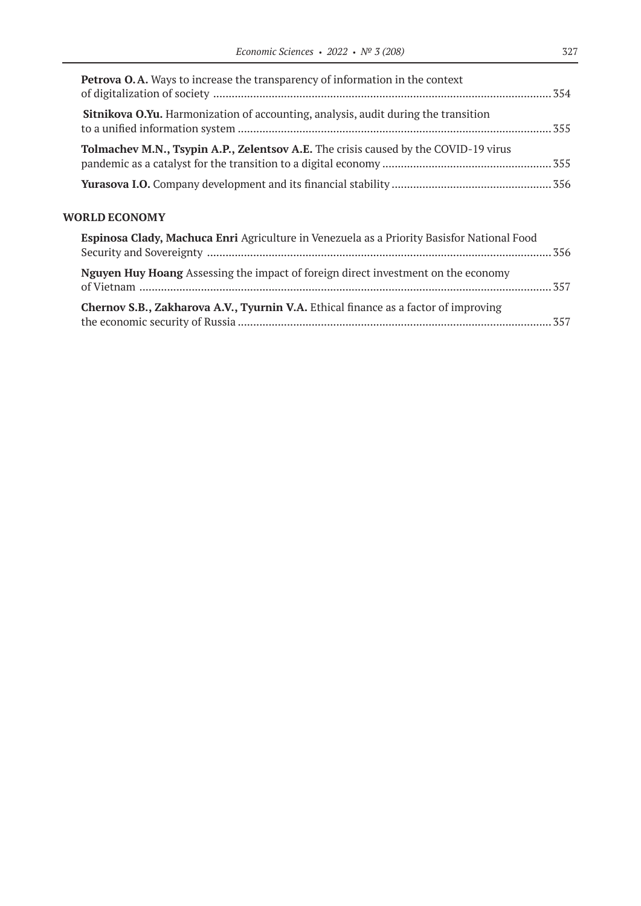**Petrova O. A.** Ways to increase the transparency of information in the context of digitalization of society ............................................................................................................. 354

**Sitnikova O.Yu.** Harmonization of accounting, analysis, audit during the transition to a unified information system ..................................................................................................... 355

**Tolmachev M.N., Tsypin A.P., Zelentsov A.E.** The crisis caused by the COVID-19 virus pandemic as a catalyst for the transition to a digital economy ....................................................... 355

**Yurasova I.O.** Company development and its financial stability .................................................... 356

## WORLD ECONOMY

**Espinosa Clady, Machuca Enri** Agriculture in Venezuela as a Priority Basisfor National Food Security and Sovereignty ............................................................................................................... 356

**Nguyen Huy Hoang** Assessing the impact of foreign direct investment on the economy of Vietnam ..................................................................................................................................... 357

**Chernov S.B., Zakharova A.V., Tyurnin V.A.** Ethical finance as a factor of improving the economic security of Russia ..................................................................................................... 357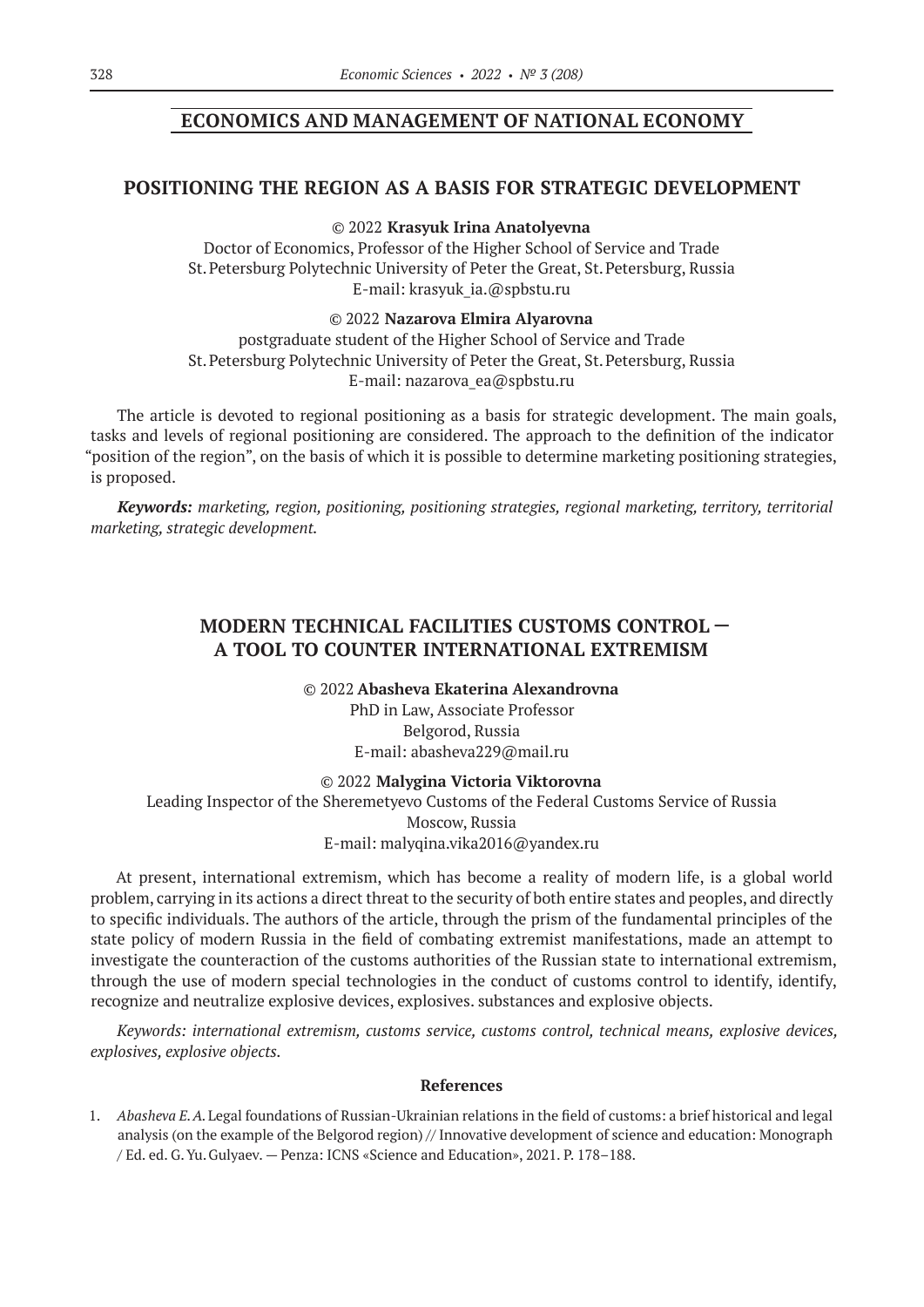## ECONOMICS AND MANAGEMENT OF NATIONAL ECONOMY

### POSITIONING THE REGION AS A BASIS FOR STRATEGIC DEVELOPMENT

© 2022 **Krasyuk Irina Anatolyevna**
Doctor of Economics, Professor of the Higher School of Service and Trade
St. Petersburg Polytechnic University of Peter the Great, St. Petersburg, Russia
E-mail: krasyuk_ia.@spbstu.ru

© 2022 **Nazarova Elmira Alyarovna**
postgraduate student of the Higher School of Service and Trade
St. Petersburg Polytechnic University of Peter the Great, St. Petersburg, Russia
E-mail: nazarova_ea@spbstu.ru

The article is devoted to regional positioning as a basis for strategic development. The main goals, tasks and levels of regional positioning are considered. The approach to the definition of the indicator "position of the region", on the basis of which it is possible to determine marketing positioning strategies, is proposed.

***Keywords:*** *marketing, region, positioning, positioning strategies, regional marketing, territory, territorial marketing, strategic development.*

### MODERN TECHNICAL FACILITIES CUSTOMS CONTROL — A TOOL TO COUNTER INTERNATIONAL EXTREMISM

© 2022 **Abasheva Ekaterina Alexandrovna**
PhD in Law, Associate Professor
Belgorod, Russia
E-mail: abasheva229@mail.ru

© 2022 **Malygina Victoria Viktorovna**
Leading Inspector of the Sheremetyevo Customs of the Federal Customs Service of Russia
Moscow, Russia
E-mail: malyqina.vika2016@yandex.ru

At present, international extremism, which has become a reality of modern life, is a global world problem, carrying in its actions a direct threat to the security of both entire states and peoples, and directly to specific individuals. The authors of the article, through the prism of the fundamental principles of the state policy of modern Russia in the field of combating extremist manifestations, made an attempt to investigate the counteraction of the customs authorities of the Russian state to international extremism, through the use of modern special technologies in the conduct of customs control to identify, identify, recognize and neutralize explosive devices, explosives. substances and explosive objects.

*Keywords: international extremism, customs service, customs control, technical means, explosive devices, explosives, explosive objects.*

**References**

1. *Abasheva E. A.* Legal foundations of Russian-Ukrainian relations in the field of customs: a brief historical and legal analysis (on the example of the Belgorod region) // Innovative development of science and education: Monograph / Ed. ed. G. Yu. Gulyaev. — Penza: ICNS «Science and Education», 2021. P. 178–188.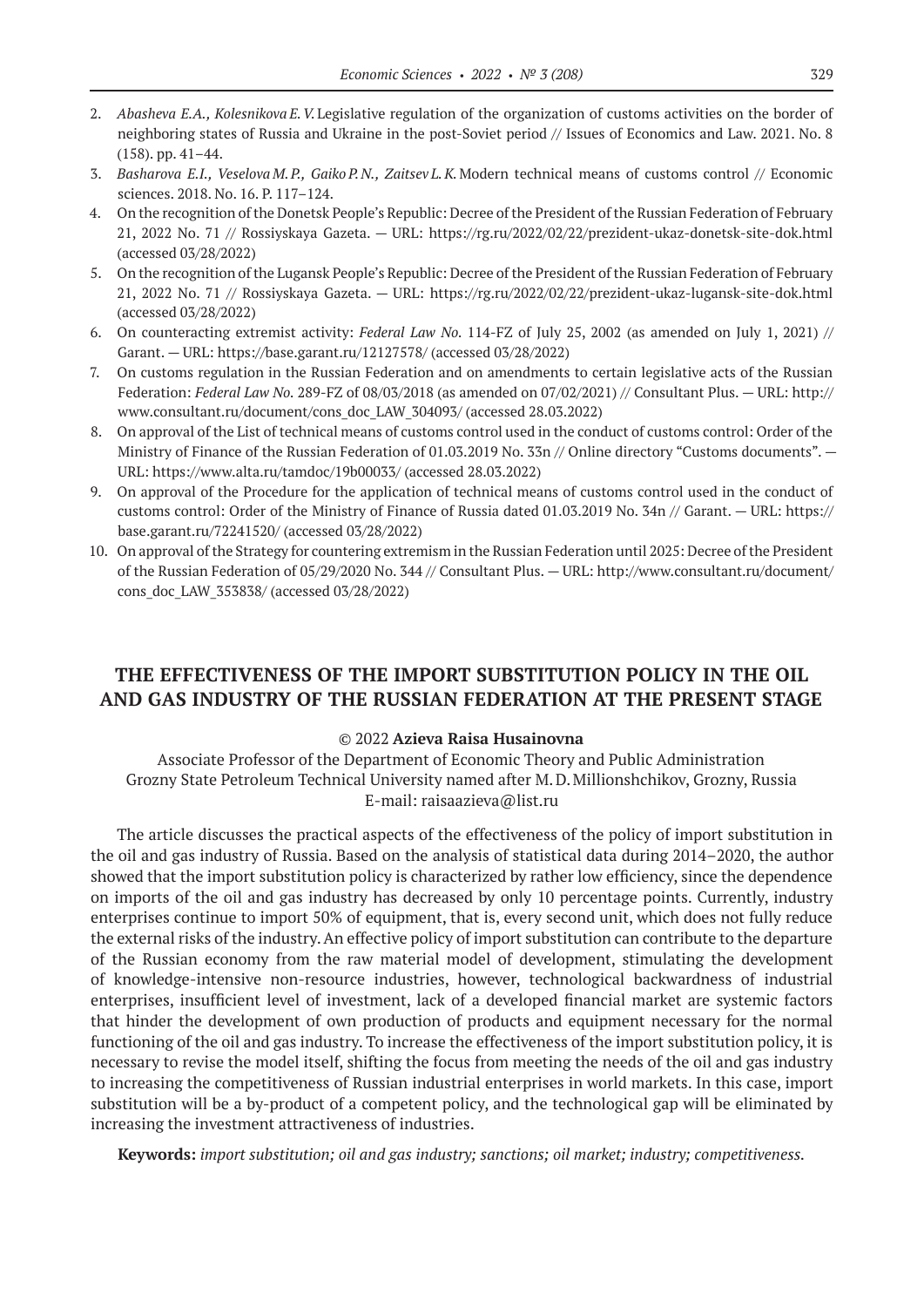2. *Abasheva E.A., Kolesnikova E.V.* Legislative regulation of the organization of customs activities on the border of neighboring states of Russia and Ukraine in the post-Soviet period // Issues of Economics and Law. 2021. No. 8 (158). pp. 41–44.
3. *Basharova E.I., Veselova M.P., Gaiko P.N., Zaitsev L.K.* Modern technical means of customs control // Economic sciences. 2018. No. 16. P. 117–124.
4. On the recognition of the Donetsk People's Republic: Decree of the President of the Russian Federation of February 21, 2022 No. 71 // Rossiyskaya Gazeta. — URL: https://rg.ru/2022/02/22/prezident-ukaz-donetsk-site-dok.html (accessed 03/28/2022)
5. On the recognition of the Lugansk People's Republic: Decree of the President of the Russian Federation of February 21, 2022 No. 71 // Rossiyskaya Gazeta. — URL: https://rg.ru/2022/02/22/prezident-ukaz-lugansk-site-dok.html (accessed 03/28/2022)
6. On counteracting extremist activity: *Federal Law No.* 114-FZ of July 25, 2002 (as amended on July 1, 2021) // Garant. — URL: https://base.garant.ru/12127578/ (accessed 03/28/2022)
7. On customs regulation in the Russian Federation and on amendments to certain legislative acts of the Russian Federation: *Federal Law No.* 289-FZ of 08/03/2018 (as amended on 07/02/2021) // Consultant Plus. — URL: http://www.consultant.ru/document/cons_doc_LAW_304093/ (accessed 28.03.2022)
8. On approval of the List of technical means of customs control used in the conduct of customs control: Order of the Ministry of Finance of the Russian Federation of 01.03.2019 No. 33n // Online directory "Customs documents". — URL: https://www.alta.ru/tamdoc/19b00033/ (accessed 28.03.2022)
9. On approval of the Procedure for the application of technical means of customs control used in the conduct of customs control: Order of the Ministry of Finance of Russia dated 01.03.2019 No. 34n // Garant. — URL: https://base.garant.ru/72241520/ (accessed 03/28/2022)
10. On approval of the Strategy for countering extremism in the Russian Federation until 2025: Decree of the President of the Russian Federation of 05/29/2020 No. 344 // Consultant Plus. — URL: http://www.consultant.ru/document/cons_doc_LAW_353838/ (accessed 03/28/2022)

## THE EFFECTIVENESS OF THE IMPORT SUBSTITUTION POLICY IN THE OIL AND GAS INDUSTRY OF THE RUSSIAN FEDERATION AT THE PRESENT STAGE

© 2022 **Azieva Raisa Husainovna**

Associate Professor of the Department of Economic Theory and Public Administration
Grozny State Petroleum Technical University named after M.D. Millionshchikov, Grozny, Russia
E-mail: raisaazieva@list.ru

The article discusses the practical aspects of the effectiveness of the policy of import substitution in the oil and gas industry of Russia. Based on the analysis of statistical data during 2014–2020, the author showed that the import substitution policy is characterized by rather low efficiency, since the dependence on imports of the oil and gas industry has decreased by only 10 percentage points. Currently, industry enterprises continue to import 50% of equipment, that is, every second unit, which does not fully reduce the external risks of the industry. An effective policy of import substitution can contribute to the departure of the Russian economy from the raw material model of development, stimulating the development of knowledge-intensive non-resource industries, however, technological backwardness of industrial enterprises, insufficient level of investment, lack of a developed financial market are systemic factors that hinder the development of own production of products and equipment necessary for the normal functioning of the oil and gas industry. To increase the effectiveness of the import substitution policy, it is necessary to revise the model itself, shifting the focus from meeting the needs of the oil and gas industry to increasing the competitiveness of Russian industrial enterprises in world markets. In this case, import substitution will be a by-product of a competent policy, and the technological gap will be eliminated by increasing the investment attractiveness of industries.

**Keywords:** *import substitution; oil and gas industry; sanctions; oil market; industry; competitiveness.*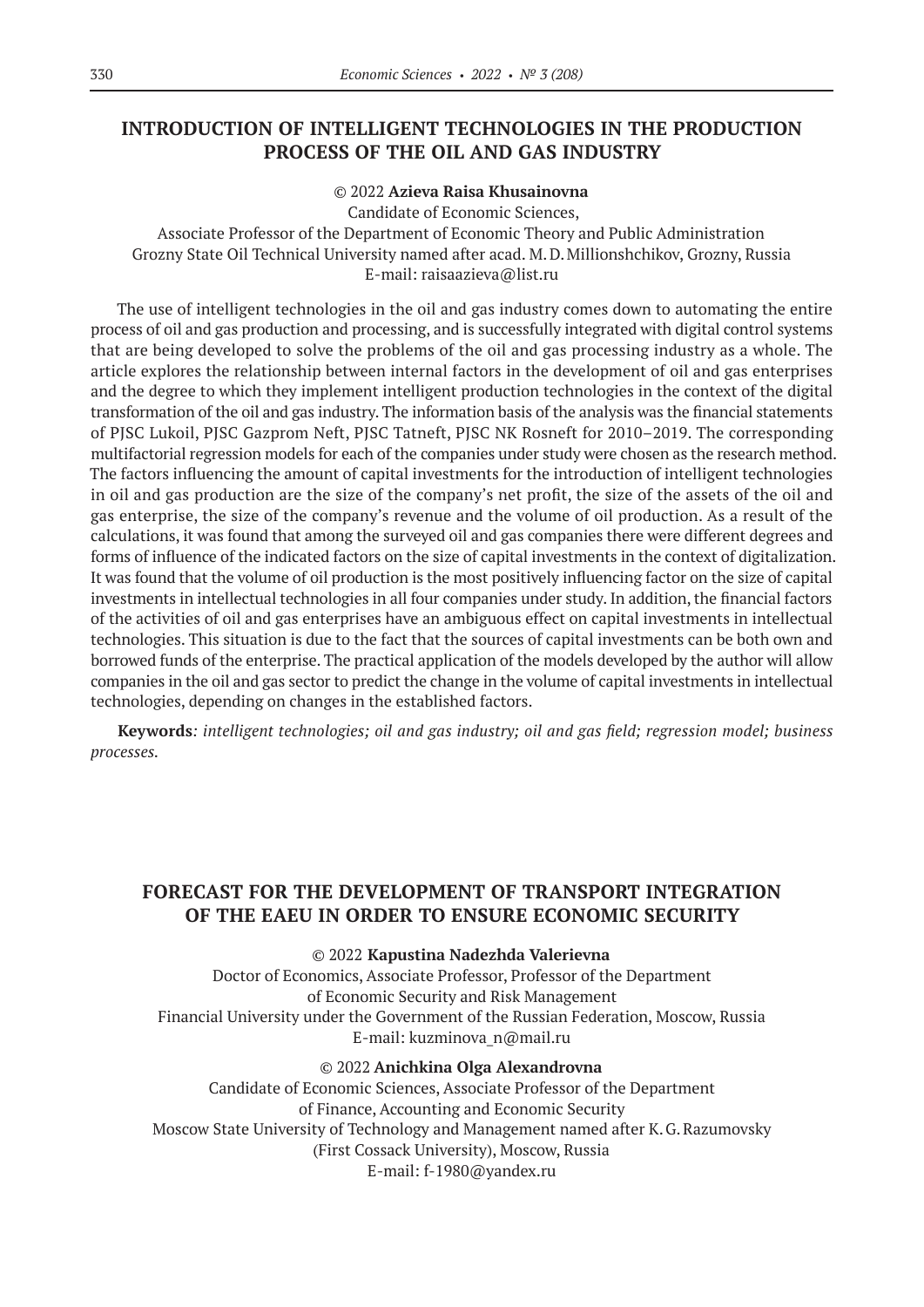## INTRODUCTION OF INTELLIGENT TECHNOLOGIES IN THE PRODUCTION PROCESS OF THE OIL AND GAS INDUSTRY

© 2022 **Azieva Raisa Khusainovna**
Candidate of Economic Sciences,
Associate Professor of the Department of Economic Theory and Public Administration
Grozny State Oil Technical University named after acad. M. D. Millionshchikov, Grozny, Russia
E-mail: raisaazieva@list.ru

The use of intelligent technologies in the oil and gas industry comes down to automating the entire process of oil and gas production and processing, and is successfully integrated with digital control systems that are being developed to solve the problems of the oil and gas processing industry as a whole. The article explores the relationship between internal factors in the development of oil and gas enterprises and the degree to which they implement intelligent production technologies in the context of the digital transformation of the oil and gas industry. The information basis of the analysis was the financial statements of PJSC Lukoil, PJSC Gazprom Neft, PJSC Tatneft, PJSC NK Rosneft for 2010–2019. The corresponding multifactorial regression models for each of the companies under study were chosen as the research method. The factors influencing the amount of capital investments for the introduction of intelligent technologies in oil and gas production are the size of the company's net profit, the size of the assets of the oil and gas enterprise, the size of the company's revenue and the volume of oil production. As a result of the calculations, it was found that among the surveyed oil and gas companies there were different degrees and forms of influence of the indicated factors on the size of capital investments in the context of digitalization. It was found that the volume of oil production is the most positively influencing factor on the size of capital investments in intellectual technologies in all four companies under study. In addition, the financial factors of the activities of oil and gas enterprises have an ambiguous effect on capital investments in intellectual technologies. This situation is due to the fact that the sources of capital investments can be both own and borrowed funds of the enterprise. The practical application of the models developed by the author will allow companies in the oil and gas sector to predict the change in the volume of capital investments in intellectual technologies, depending on changes in the established factors.

**Keywords**: *intelligent technologies; oil and gas industry; oil and gas field; regression model; business processes.*

## FORECAST FOR THE DEVELOPMENT OF TRANSPORT INTEGRATION OF THE EAEU IN ORDER TO ENSURE ECONOMIC SECURITY

© 2022 **Kapustina Nadezhda Valerievna**
Doctor of Economics, Associate Professor, Professor of the Department
of Economic Security and Risk Management
Financial University under the Government of the Russian Federation, Moscow, Russia
E-mail: kuzminova_n@mail.ru

© 2022 **Anichkina Olga Alexandrovna**
Candidate of Economic Sciences, Associate Professor of the Department
of Finance, Accounting and Economic Security
Moscow State University of Technology and Management named after K. G. Razumovsky
(First Cossack University), Moscow, Russia
E-mail: f-1980@yandex.ru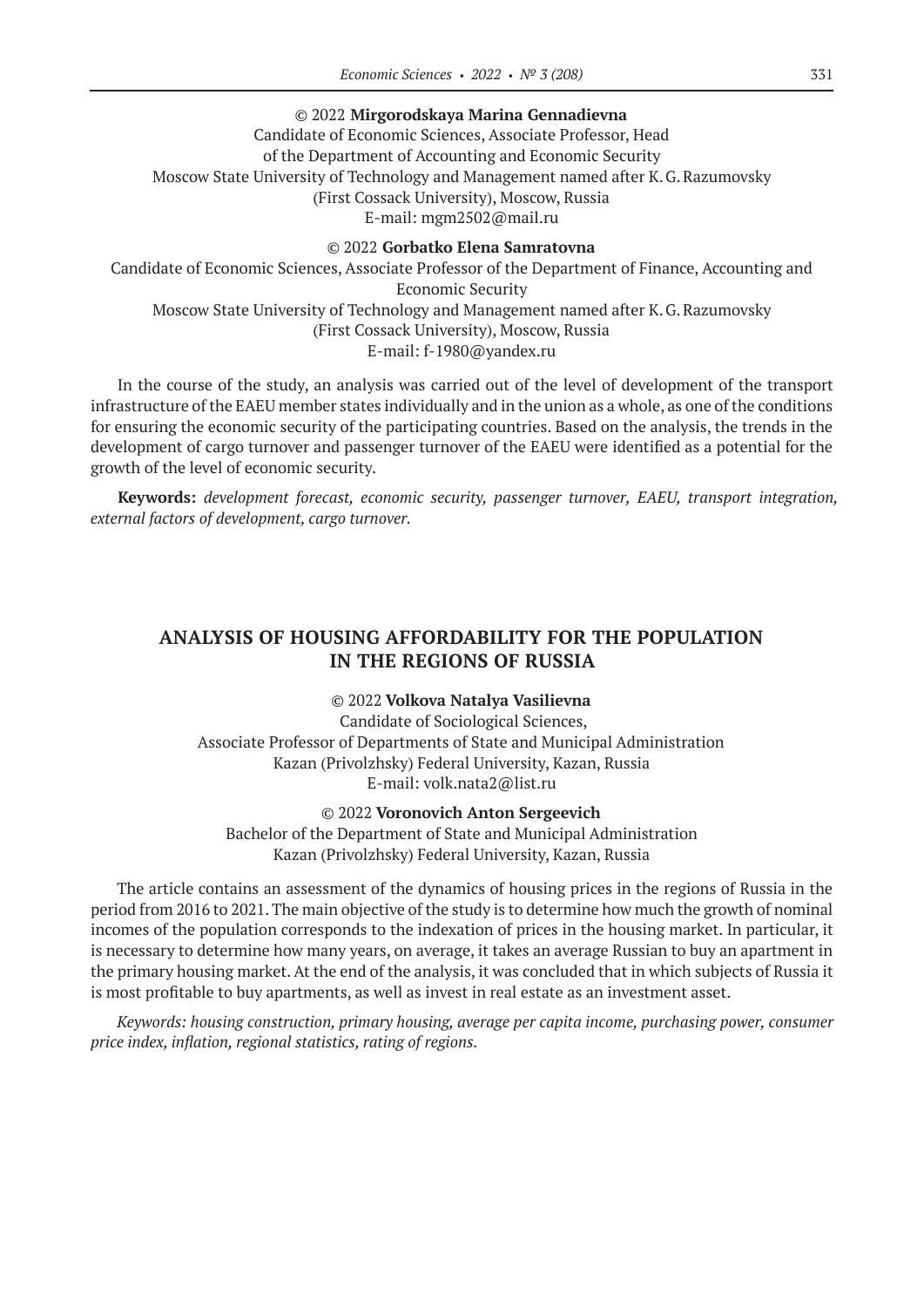© 2022 **Mirgorodskaya Marina Gennadievna**
Candidate of Economic Sciences, Associate Professor, Head
of the Department of Accounting and Economic Security
Moscow State University of Technology and Management named after K. G. Razumovsky
(First Cossack University), Moscow, Russia
E-mail: mgm2502@mail.ru

© 2022 **Gorbatko Elena Samratovna**
Candidate of Economic Sciences, Associate Professor of the Department of Finance, Accounting and Economic Security
Moscow State University of Technology and Management named after K. G. Razumovsky
(First Cossack University), Moscow, Russia
E-mail: f-1980@yandex.ru

In the course of the study, an analysis was carried out of the level of development of the transport infrastructure of the EAEU member states individually and in the union as a whole, as one of the conditions for ensuring the economic security of the participating countries. Based on the analysis, the trends in the development of cargo turnover and passenger turnover of the EAEU were identified as a potential for the growth of the level of economic security.

**Keywords:** *development forecast, economic security, passenger turnover, EAEU, transport integration, external factors of development, cargo turnover.*

## ANALYSIS OF HOUSING AFFORDABILITY FOR THE POPULATION IN THE REGIONS OF RUSSIA

© 2022 **Volkova Natalya Vasilievna**
Candidate of Sociological Sciences,
Associate Professor of Departments of State and Municipal Administration
Kazan (Privolzhsky) Federal University, Kazan, Russia
E-mail: volk.nata2@list.ru

© 2022 **Voronovich Anton Sergeevich**
Bachelor of the Department of State and Municipal Administration
Kazan (Privolzhsky) Federal University, Kazan, Russia

The article contains an assessment of the dynamics of housing prices in the regions of Russia in the period from 2016 to 2021. The main objective of the study is to determine how much the growth of nominal incomes of the population corresponds to the indexation of prices in the housing market. In particular, it is necessary to determine how many years, on average, it takes an average Russian to buy an apartment in the primary housing market. At the end of the analysis, it was concluded that in which subjects of Russia it is most profitable to buy apartments, as well as invest in real estate as an investment asset.

*Keywords: housing construction, primary housing, average per capita income, purchasing power, consumer price index, inflation, regional statistics, rating of regions.*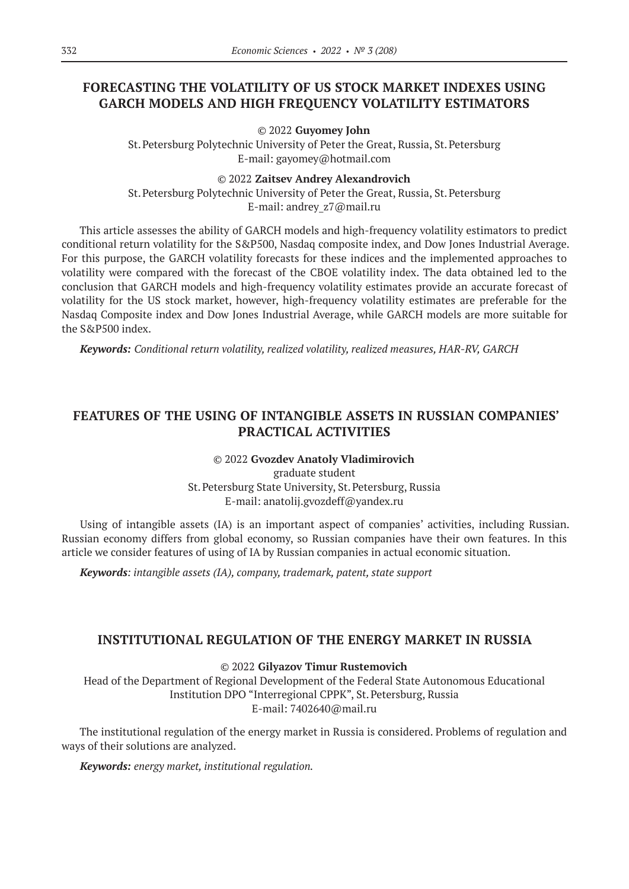## FORECASTING THE VOLATILITY OF US STOCK MARKET INDEXES USING GARCH MODELS AND HIGH FREQUENCY VOLATILITY ESTIMATORS

© 2022 **Guyomey John**
St. Petersburg Polytechnic University of Peter the Great, Russia, St. Petersburg
E-mail: gayomey@hotmail.com

© 2022 **Zaitsev Andrey Alexandrovich**
St. Petersburg Polytechnic University of Peter the Great, Russia, St. Petersburg
E-mail: andrey_z7@mail.ru

This article assesses the ability of GARCH models and high-frequency volatility estimators to predict conditional return volatility for the S&P500, Nasdaq composite index, and Dow Jones Industrial Average. For this purpose, the GARCH volatility forecasts for these indices and the implemented approaches to volatility were compared with the forecast of the CBOE volatility index. The data obtained led to the conclusion that GARCH models and high-frequency volatility estimates provide an accurate forecast of volatility for the US stock market, however, high-frequency volatility estimates are preferable for the Nasdaq Composite index and Dow Jones Industrial Average, while GARCH models are more suitable for the S&P500 index.

***Keywords:*** *Conditional return volatility, realized volatility, realized measures, HAR-RV, GARCH*

## FEATURES OF THE USING OF INTANGIBLE ASSETS IN RUSSIAN COMPANIES' PRACTICAL ACTIVITIES

© 2022 **Gvozdev Anatoly Vladimirovich**
graduate student
St. Petersburg State University, St. Petersburg, Russia
E-mail: anatolij.gvozdeff@yandex.ru

Using of intangible assets (IA) is an important aspect of companies' activities, including Russian. Russian economy differs from global economy, so Russian companies have their own features. In this article we consider features of using of IA by Russian companies in actual economic situation.

***Keywords****: intangible assets (IA), company, trademark, patent, state support*

## INSTITUTIONAL REGULATION OF THE ENERGY MARKET IN RUSSIA

© 2022 **Gilyazov Timur Rustemovich**
Head of the Department of Regional Development of the Federal State Autonomous Educational Institution DPO "Interregional CPPK", St. Petersburg, Russia
E-mail: 7402640@mail.ru

The institutional regulation of the energy market in Russia is considered. Problems of regulation and ways of their solutions are analyzed.

***Keywords:*** *energy market, institutional regulation.*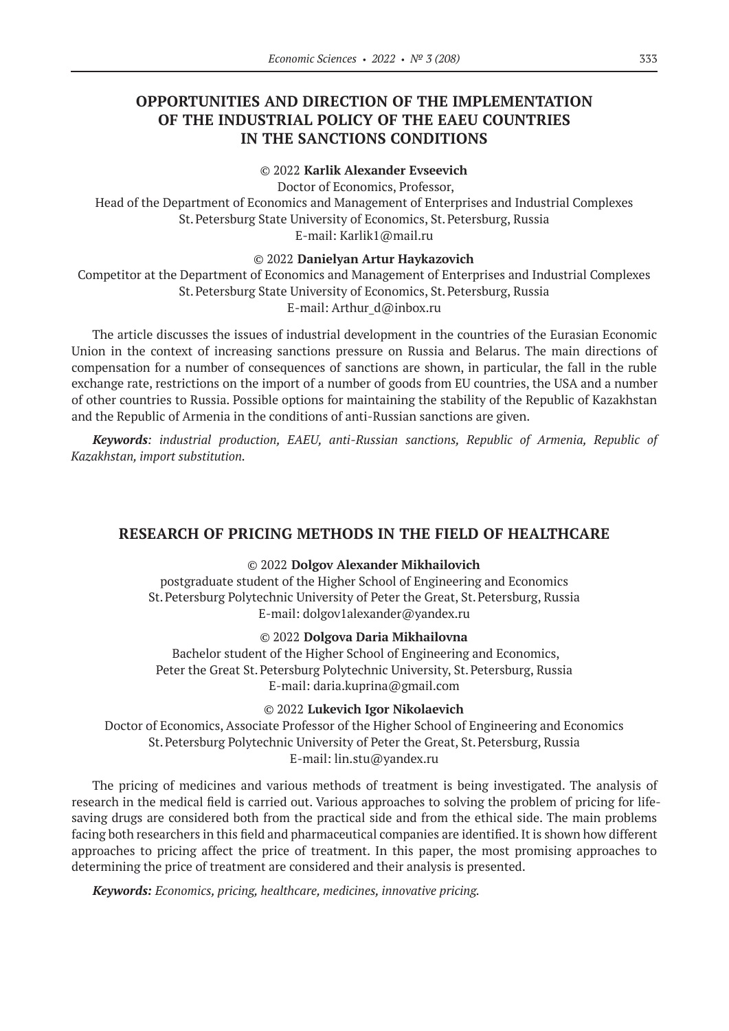## OPPORTUNITIES AND DIRECTION OF THE IMPLEMENTATION OF THE INDUSTRIAL POLICY OF THE EAEU COUNTRIES IN THE SANCTIONS CONDITIONS

© 2022 **Karlik Alexander Evseevich**
Doctor of Economics, Professor,
Head of the Department of Economics and Management of Enterprises and Industrial Complexes
St. Petersburg State University of Economics, St. Petersburg, Russia
E-mail: Karlik1@mail.ru

© 2022 **Danielyan Artur Haykazovich**
Competitor at the Department of Economics and Management of Enterprises and Industrial Complexes
St. Petersburg State University of Economics, St. Petersburg, Russia
E-mail: Arthur_d@inbox.ru

The article discusses the issues of industrial development in the countries of the Eurasian Economic Union in the context of increasing sanctions pressure on Russia and Belarus. The main directions of compensation for a number of consequences of sanctions are shown, in particular, the fall in the ruble exchange rate, restrictions on the import of a number of goods from EU countries, the USA and a number of other countries to Russia. Possible options for maintaining the stability of the Republic of Kazakhstan and the Republic of Armenia in the conditions of anti-Russian sanctions are given.

***Keywords****: industrial production, EAEU, anti-Russian sanctions, Republic of Armenia, Republic of Kazakhstan, import substitution.*

## RESEARCH OF PRICING METHODS IN THE FIELD OF HEALTHCARE

© 2022 **Dolgov Alexander Mikhailovich**
postgraduate student of the Higher School of Engineering and Economics
St. Petersburg Polytechnic University of Peter the Great, St. Petersburg, Russia
E-mail: dolgov1alexander@yandex.ru

© 2022 **Dolgova Daria Mikhailovna**
Bachelor student of the Higher School of Engineering and Economics,
Peter the Great St. Petersburg Polytechnic University, St. Petersburg, Russia
E-mail: daria.kuprina@gmail.com

© 2022 **Lukevich Igor Nikolaevich**
Doctor of Economics, Associate Professor of the Higher School of Engineering and Economics
St. Petersburg Polytechnic University of Peter the Great, St. Petersburg, Russia
E-mail: lin.stu@yandex.ru

The pricing of medicines and various methods of treatment is being investigated. The analysis of research in the medical field is carried out. Various approaches to solving the problem of pricing for life-saving drugs are considered both from the practical side and from the ethical side. The main problems facing both researchers in this field and pharmaceutical companies are identified. It is shown how different approaches to pricing affect the price of treatment. In this paper, the most promising approaches to determining the price of treatment are considered and their analysis is presented.

***Keywords:*** *Economics, pricing, healthcare, medicines, innovative pricing.*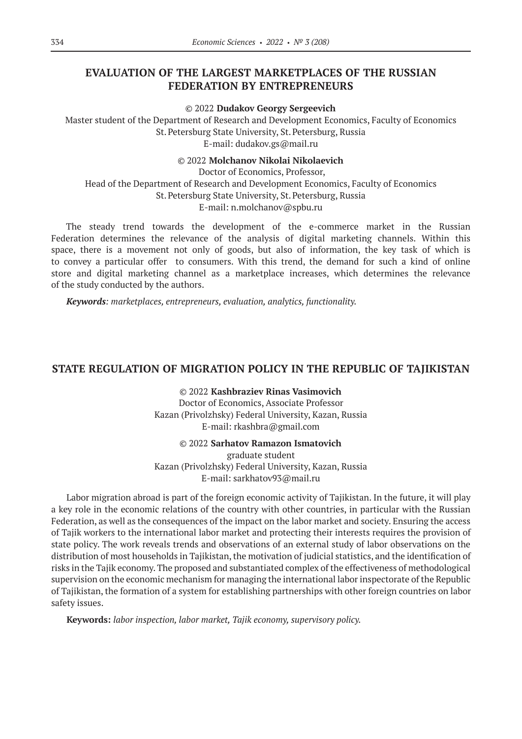## EVALUATION OF THE LARGEST MARKETPLACES OF THE RUSSIAN FEDERATION BY ENTREPRENEURS

© 2022 **Dudakov Georgy Sergeevich**
Master student of the Department of Research and Development Economics, Faculty of Economics
St. Petersburg State University, St. Petersburg, Russia
E-mail: dudakov.gs@mail.ru

© 2022 **Molchanov Nikolai Nikolaevich**
Doctor of Economics, Professor,
Head of the Department of Research and Development Economics, Faculty of Economics
St. Petersburg State University, St. Petersburg, Russia
E-mail: n.molchanov@spbu.ru

The steady trend towards the development of the e-commerce market in the Russian Federation determines the relevance of the analysis of digital marketing channels. Within this space, there is a movement not only of goods, but also of information, the key task of which is to convey a particular offer to consumers. With this trend, the demand for such a kind of online store and digital marketing channel as a marketplace increases, which determines the relevance of the study conducted by the authors.

***Keywords**: marketplaces, entrepreneurs, evaluation, analytics, functionality.*

## STATE REGULATION OF MIGRATION POLICY IN THE REPUBLIC OF TAJIKISTAN

© 2022 **Kashbraziev Rinas Vasimovich**
Doctor of Economics, Associate Professor
Kazan (Privolzhsky) Federal University, Kazan, Russia
E-mail: rkashbra@gmail.com

© 2022 **Sarhatov Ramazon Ismatovich**
graduate student
Kazan (Privolzhsky) Federal University, Kazan, Russia
E-mail: sarkhatov93@mail.ru

Labor migration abroad is part of the foreign economic activity of Tajikistan. In the future, it will play a key role in the economic relations of the country with other countries, in particular with the Russian Federation, as well as the consequences of the impact on the labor market and society. Ensuring the access of Tajik workers to the international labor market and protecting their interests requires the provision of state policy. The work reveals trends and observations of an external study of labor observations on the distribution of most households in Tajikistan, the motivation of judicial statistics, and the identification of risks in the Tajik economy. The proposed and substantiated complex of the effectiveness of methodological supervision on the economic mechanism for managing the international labor inspectorate of the Republic of Tajikistan, the formation of a system for establishing partnerships with other foreign countries on labor safety issues.

**Keywords:** *labor inspection, labor market, Tajik economy, supervisory policy.*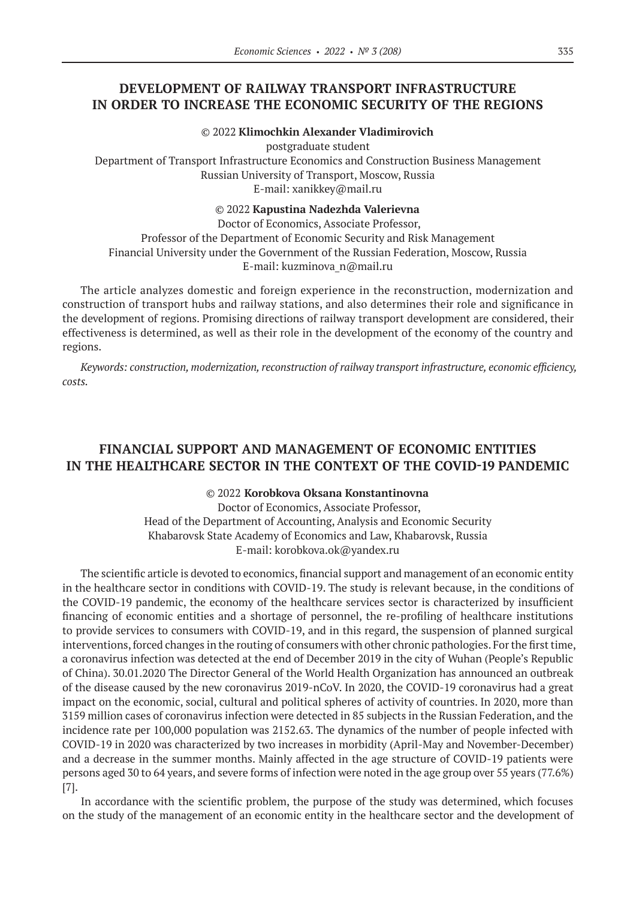## DEVELOPMENT OF RAILWAY TRANSPORT INFRASTRUCTURE IN ORDER TO INCREASE THE ECONOMIC SECURITY OF THE REGIONS

© 2022 **Klimochkin Alexander Vladimirovich**
postgraduate student
Department of Transport Infrastructure Economics and Construction Business Management
Russian University of Transport, Moscow, Russia
E-mail: xanikkey@mail.ru

© 2022 **Kapustina Nadezhda Valerievna**
Doctor of Economics, Associate Professor,
Professor of the Department of Economic Security and Risk Management
Financial University under the Government of the Russian Federation, Moscow, Russia
E-mail: kuzminova_n@mail.ru

The article analyzes domestic and foreign experience in the reconstruction, modernization and construction of transport hubs and railway stations, and also determines their role and significance in the development of regions. Promising directions of railway transport development are considered, their effectiveness is determined, as well as their role in the development of the economy of the country and regions.

*Keywords: construction, modernization, reconstruction of railway transport infrastructure, economic efficiency, costs.*

## FINANCIAL SUPPORT AND MANAGEMENT OF ECONOMIC ENTITIES IN THE HEALTHCARE SECTOR IN THE CONTEXT OF THE COVID-19 PANDEMIC

© 2022 **Korobkova Oksana Konstantinovna**
Doctor of Economics, Associate Professor,
Head of the Department of Accounting, Analysis and Economic Security
Khabarovsk State Academy of Economics and Law, Khabarovsk, Russia
E-mail: korobkova.ok@yandex.ru

The scientific article is devoted to economics, financial support and management of an economic entity in the healthcare sector in conditions with COVID-19. The study is relevant because, in the conditions of the COVID-19 pandemic, the economy of the healthcare services sector is characterized by insufficient financing of economic entities and a shortage of personnel, the re-profiling of healthcare institutions to provide services to consumers with COVID-19, and in this regard, the suspension of planned surgical interventions, forced changes in the routing of consumers with other chronic pathologies. For the first time, a coronavirus infection was detected at the end of December 2019 in the city of Wuhan (People's Republic of China). 30.01.2020 The Director General of the World Health Organization has announced an outbreak of the disease caused by the new coronavirus 2019-nCoV. In 2020, the COVID-19 coronavirus had a great impact on the economic, social, cultural and political spheres of activity of countries. In 2020, more than 3159 million cases of coronavirus infection were detected in 85 subjects in the Russian Federation, and the incidence rate per 100,000 population was 2152.63. The dynamics of the number of people infected with COVID-19 in 2020 was characterized by two increases in morbidity (April-May and November-December) and a decrease in the summer months. Mainly affected in the age structure of COVID-19 patients were persons aged 30 to 64 years, and severe forms of infection were noted in the age group over 55 years (77.6%) [7].

In accordance with the scientific problem, the purpose of the study was determined, which focuses on the study of the management of an economic entity in the healthcare sector and the development of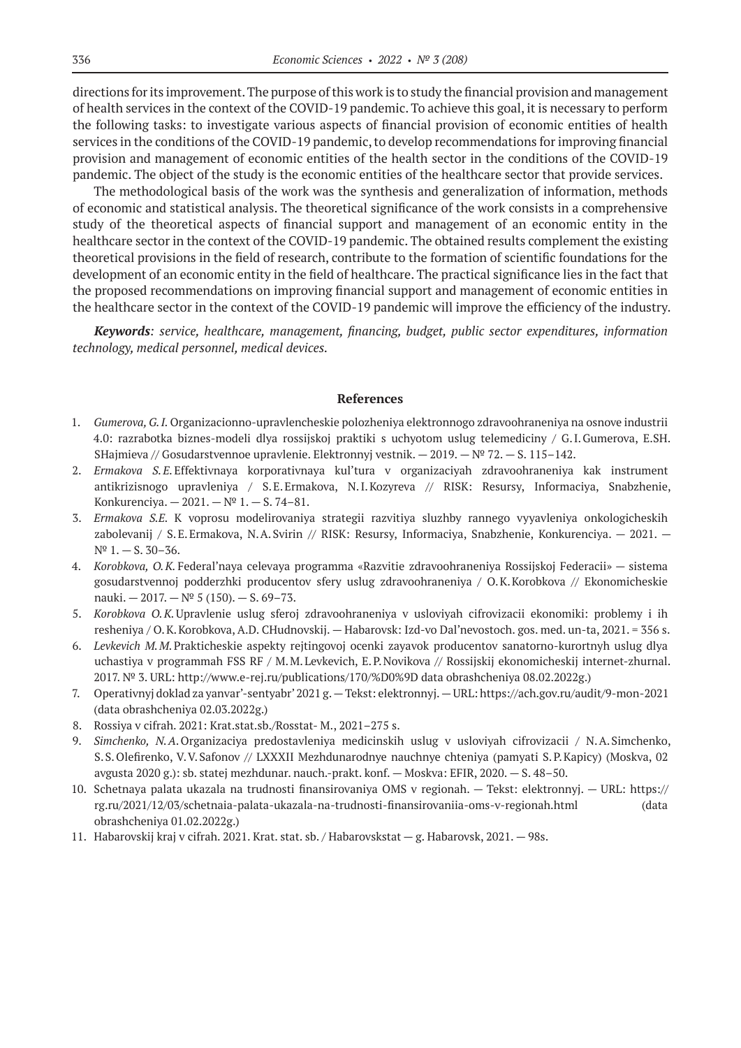directions for its improvement. The purpose of this work is to study the financial provision and management of health services in the context of the COVID-19 pandemic. To achieve this goal, it is necessary to perform the following tasks: to investigate various aspects of financial provision of economic entities of health services in the conditions of the COVID-19 pandemic, to develop recommendations for improving financial provision and management of economic entities of the health sector in the conditions of the COVID-19 pandemic. The object of the study is the economic entities of the healthcare sector that provide services.

The methodological basis of the work was the synthesis and generalization of information, methods of economic and statistical analysis. The theoretical significance of the work consists in a comprehensive study of the theoretical aspects of financial support and management of an economic entity in the healthcare sector in the context of the COVID-19 pandemic. The obtained results complement the existing theoretical provisions in the field of research, contribute to the formation of scientific foundations for the development of an economic entity in the field of healthcare. The practical significance lies in the fact that the proposed recommendations on improving financial support and management of economic entities in the healthcare sector in the context of the COVID-19 pandemic will improve the efficiency of the industry.

***Keywords****: service, healthcare, management, financing, budget, public sector expenditures, information technology, medical personnel, medical devices.*

## References

1. *Gumerova, G.I.* Organizacionno-upravlencheskie polozheniya elektronnogo zdravoohraneniya na osnove industrii 4.0: razrabotka biznes-modeli dlya rossijskoj praktiki s uchyotom uslug telemediciny / G.I. Gumerova, E.SH. SHajmieva // Gosudarstvennoe upravlenie. Elektronnyj vestnik. — 2019. — № 72. — S. 115–142.
2. *Ermakova S.E.* Effektivnaya korporativnaya kul'tura v organizaciyah zdravoohraneniya kak instrument antikrizisnogo upravleniya / S.E. Ermakova, N.I. Kozyreva // RISK: Resursy, Informaciya, Snabzhenie, Konkurenciya. — 2021. — № 1. — S. 74–81.
3. *Ermakova S.E.* K voprosu modelirovaniya strategii razvitiya sluzhby rannego vyyavleniya onkologicheskih zabolevanij / S.E. Ermakova, N.A. Svirin // RISK: Resursy, Informaciya, Snabzhenie, Konkurenciya. — 2021. — № 1. — S. 30–36.
4. *Korobkova, O.K.* Federal'naya celevaya programma «Razvitie zdravoohraneniya Rossijskoj Federacii» — sistema gosudarstvennoj podderzhki producentov sfery uslug zdravoohraneniya / O.K. Korobkova // Ekonomicheskie nauki. — 2017. — № 5 (150). — S. 69–73.
5. *Korobkova O.K.* Upravlenie uslug sferoj zdravoohraneniya v usloviyah cifrovizacii ekonomiki: problemy i ih resheniya / O.K. Korobkova, A.D. CHudnovskij. — Habarovsk: Izd-vo Dal'nevostoch. gos. med. un-ta, 2021. = 356 s.
6. *Levkevich M.M.* Prakticheskie aspekty rejtingovoj ocenki zayavok producentov sanatorno-kurortnyh uslug dlya uchastiya v programmah FSS RF / M.M. Levkevich, E.P. Novikova // Rossijskij ekonomicheskij internet-zhurnal. 2017. № 3. URL: http://www.e-rej.ru/publications/170/%D0%9D data obrashcheniya 08.02.2022g.)
7. Operativnyj doklad za yanvar'-sentyabr' 2021 g. — Tekst: elektronnyj. — URL: https://ach.gov.ru/audit/9-mon-2021 (data obrashcheniya 02.03.2022g.)
8. Rossiya v cifrah. 2021: Krat.stat.sb./Rosstat- M., 2021–275 s.
9. *Simchenko, N.A.* Organizaciya predostavleniya medicinskih uslug v usloviyah cifrovizacii / N.A. Simchenko, S.S. Olefirenko, V.V. Safonov // LXXXII Mezhdunarodnye nauchnye chteniya (pamyati S.P. Kapicy) (Moskva, 02 avgusta 2020 g.): sb. statej mezhdunar. nauch.-prakt. konf. — Moskva: EFIR, 2020. — S. 48–50.
10. Schetnaya palata ukazala na trudnosti finansirovaniya OMS v regionah. — Tekst: elektronnyj. — URL: https://rg.ru/2021/12/03/schetnaia-palata-ukazala-na-trudnosti-finansirovaniia-oms-v-regionah.html (data obrashcheniya 01.02.2022g.)
11. Habarovskij kraj v cifrah. 2021. Krat. stat. sb. / Habarovskstat — g. Habarovsk, 2021. — 98s.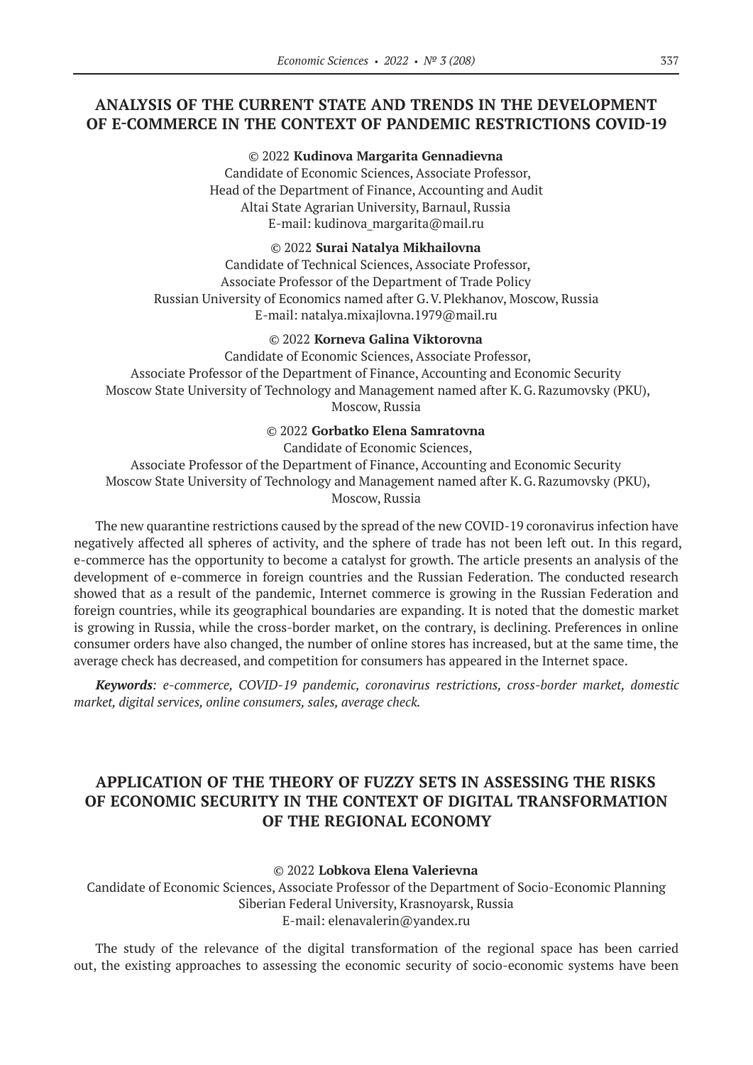## ANALYSIS OF THE CURRENT STATE AND TRENDS IN THE DEVELOPMENT OF E-COMMERCE IN THE CONTEXT OF PANDEMIC RESTRICTIONS COVID-19

© 2022 **Kudinova Margarita Gennadievna**
Candidate of Economic Sciences, Associate Professor,
Head of the Department of Finance, Accounting and Audit
Altai State Agrarian University, Barnaul, Russia
E-mail: kudinova_margarita@mail.ru

© 2022 **Surai Natalya Mikhailovna**
Candidate of Technical Sciences, Associate Professor,
Associate Professor of the Department of Trade Policy
Russian University of Economics named after G. V. Plekhanov, Moscow, Russia
E-mail: natalya.mixajlovna.1979@mail.ru

© 2022 **Korneva Galina Viktorovna**
Candidate of Economic Sciences, Associate Professor,
Associate Professor of the Department of Finance, Accounting and Economic Security
Moscow State University of Technology and Management named after K. G. Razumovsky (PKU),
Moscow, Russia

© 2022 **Gorbatko Elena Samratovna**
Candidate of Economic Sciences,
Associate Professor of the Department of Finance, Accounting and Economic Security
Moscow State University of Technology and Management named after K. G. Razumovsky (PKU),
Moscow, Russia

The new quarantine restrictions caused by the spread of the new COVID-19 coronavirus infection have negatively affected all spheres of activity, and the sphere of trade has not been left out. In this regard, e-commerce has the opportunity to become a catalyst for growth. The article presents an analysis of the development of e-commerce in foreign countries and the Russian Federation. The conducted research showed that as a result of the pandemic, Internet commerce is growing in the Russian Federation and foreign countries, while its geographical boundaries are expanding. It is noted that the domestic market is growing in Russia, while the cross-border market, on the contrary, is declining. Preferences in online consumer orders have also changed, the number of online stores has increased, but at the same time, the average check has decreased, and competition for consumers has appeared in the Internet space.

***Keywords****: e-commerce, COVID-19 pandemic, coronavirus restrictions, cross-border market, domestic market, digital services, online consumers, sales, average check.*

## APPLICATION OF THE THEORY OF FUZZY SETS IN ASSESSING THE RISKS OF ECONOMIC SECURITY IN THE CONTEXT OF DIGITAL TRANSFORMATION OF THE REGIONAL ECONOMY

© 2022 **Lobkova Elena Valerievna**
Candidate of Economic Sciences, Associate Professor of the Department of Socio-Economic Planning
Siberian Federal University, Krasnoyarsk, Russia
E-mail: elenavalerin@yandex.ru

The study of the relevance of the digital transformation of the regional space has been carried out, the existing approaches to assessing the economic security of socio-economic systems have been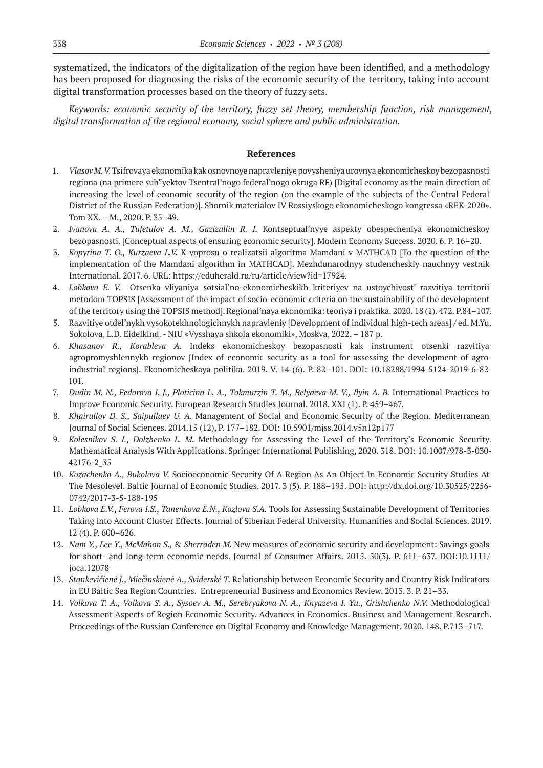systematized, the indicators of the digitalization of the region have been identified, and a methodology has been proposed for diagnosing the risks of the economic security of the territory, taking into account digital transformation processes based on the theory of fuzzy sets.

*Keywords: economic security of the territory, fuzzy set theory, membership function, risk management, digital transformation of the regional economy, social sphere and public administration.*

## References

1. *Vlasov M. V.* Tsifrovaya ekonomika kak osnovnoye napravleniye povysheniya urovnya ekonomicheskoy bezopasnosti regiona (na primere sub"yektov Tsentral'nogo federal'nogo okruga RF) [Digital economy as the main direction of increasing the level of economic security of the region (on the example of the subjects of the Central Federal District of the Russian Federation)]. Sbornik materialov IV Rossiyskogo ekonomicheskogo kongressa «REK-2020». Tom XX. – M., 2020. P. 35–49.
2. *Ivanova A. A., Tufetulov A. M., Gazizullin R. I.* Kontseptual'nyye aspekty obespecheniya ekonomicheskoy bezopasnosti. [Conceptual aspects of ensuring economic security]. Modern Economy Success. 2020. 6. P. 16–20.
3. *Kopyrina T. O., Kurzaeva L.V.* K voprosu o realizatsii algoritma Mamdani v MATHCAD [To the question of the implementation of the Mamdani algorithm in MATHCAD]. Mezhdunarodnyy studencheskiy nauchnyy vestnik International. 2017. 6. URL: https://eduherald.ru/ru/article/view?id=17924.
4. *Lobkova E. V.* Otsenka vliyaniya sotsial'no-ekonomicheskikh kriteriyev na ustoychivost' razvitiya territorii metodom TOPSIS [Assessment of the impact of socio-economic criteria on the sustainability of the development of the territory using the TOPSIS method]. Regional'naya ekonomika: teoriya i praktika. 2020. 18 (1). 472. P.84–107.
5. Razvitiye otdel'nykh vysokotekhnologichnykh napravleniy [Development of individual high-tech areas] / ed. M.Yu. Sokolova, L.D. Eidelkind. - NIU «Vysshaya shkola ekonomiki», Moskva, 2022. – 187 p.
6. *Khasanov R., Korableva A.* Indeks ekonomicheskoy bezopasnosti kak instrument otsenki razvitiya agropromyshlennykh regionov [Index of economic security as a tool for assessing the development of agro-industrial regions]. Ekonomicheskaya politika. 2019. V. 14 (6). P. 82–101. DOI: 10.18288/1994-5124-2019-6-82-101.
7. *Dudin M. N., Fedorova I. J., Ploticina L. A., Tokmurzin T. M., Belyaeva M. V., Ilyin A. B.* International Practices to Improve Economic Security. European Research Studies Journal. 2018. XXI (1). P. 459–467.
8. *Khairullov D. S., Saipullaev U. A.* Management of Social and Economic Security of the Region. Mediterranean Journal of Social Sciences. 2014.15 (12), P. 177–182. DOI: 10.5901/mjss.2014.v5n12p177
9. *Kolesnikov S. I., Dolzhenko L. M.* Methodology for Assessing the Level of the Territory's Economic Security. Mathematical Analysis With Applications. Springer International Publishing, 2020. 318. DOI: 10.1007/978-3-030-42176-2_35
10. *Kozachenko A., Bukolova V.* Socioeconomic Security Of A Region As An Object In Economic Security Studies At The Mesolevel. Baltic Journal of Economic Studies. 2017. 3 (5). P. 188–195. DOI: http://dx.doi.org/10.30525/2256-0742/2017-3-5-188-195
11. *Lobkova E.V., Ferova I.S., Tanenkova E.N., Kozlova S.A.* Tools for Assessing Sustainable Development of Territories Taking into Account Cluster Effects. Journal of Siberian Federal University. Humanities and Social Sciences. 2019. 12 (4). P. 600–626.
12. *Nam Y., Lee Y., McMahon S.,* & *Sherraden M.* New measures of economic security and development: Savings goals for short- and long-term economic needs. Journal of Consumer Affairs. 2015. 50(3). P. 611–637. DOI:10.1111/joca.12078
13. *Stankevičienė J., Miečinskienė A., Sviderskė T.* Relationship between Economic Security and Country Risk Indicators in EU Baltic Sea Region Countries. Entrepreneurial Business and Economics Review. 2013. 3. P. 21–33.
14. *Volkova T. A., Volkova S. A., Sysoev A. M., Serebryakova N. A., Knyazeva I. Yu., Grishchenko N.V.* Methodological Assessment Aspects of Region Economic Security. Advances in Economics. Business and Management Research. Proceedings of the Russian Conference on Digital Economy and Knowledge Management. 2020. 148. P.713–717.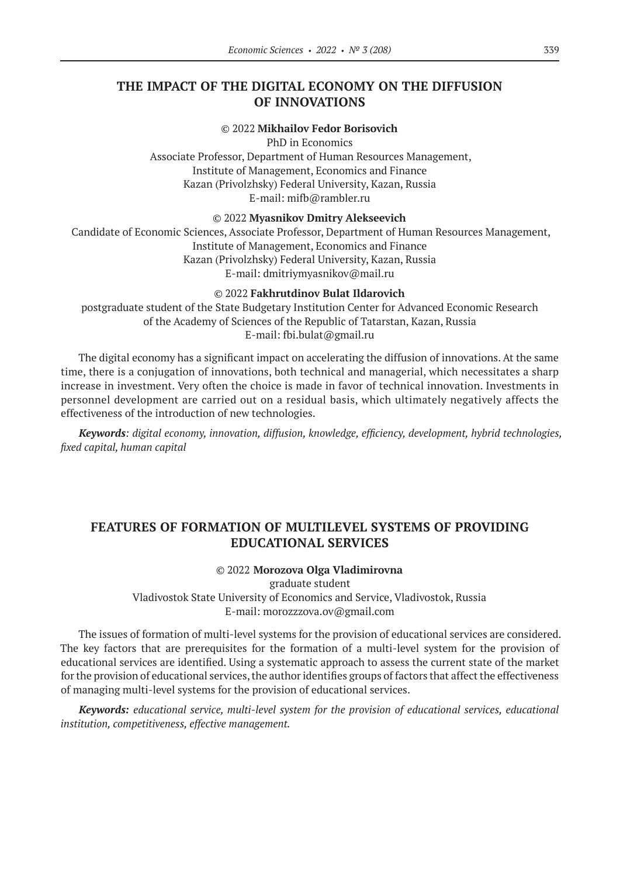## THE IMPACT OF THE DIGITAL ECONOMY ON THE DIFFUSION OF INNOVATIONS

© 2022 **Mikhailov Fedor Borisovich**
PhD in Economics
Associate Professor, Department of Human Resources Management,
Institute of Management, Economics and Finance
Kazan (Privolzhsky) Federal University, Kazan, Russia
E-mail: mifb@rambler.ru

© 2022 **Myasnikov Dmitry Alekseevich**
Candidate of Economic Sciences, Associate Professor, Department of Human Resources Management,
Institute of Management, Economics and Finance
Kazan (Privolzhsky) Federal University, Kazan, Russia
E-mail: dmitriymyasnikov@mail.ru

© 2022 **Fakhrutdinov Bulat Ildarovich**
postgraduate student of the State Budgetary Institution Center for Advanced Economic Research
of the Academy of Sciences of the Republic of Tatarstan, Kazan, Russia
E-mail: fbi.bulat@gmail.ru

The digital economy has a significant impact on accelerating the diffusion of innovations. At the same time, there is a conjugation of innovations, both technical and managerial, which necessitates a sharp increase in investment. Very often the choice is made in favor of technical innovation. Investments in personnel development are carried out on a residual basis, which ultimately negatively affects the effectiveness of the introduction of new technologies.

***Keywords**: digital economy, innovation, diffusion, knowledge, efficiency, development, hybrid technologies, fixed capital, human capital*

## FEATURES OF FORMATION OF MULTILEVEL SYSTEMS OF PROVIDING EDUCATIONAL SERVICES

© 2022 **Morozova Olga Vladimirovna**
graduate student
Vladivostok State University of Economics and Service, Vladivostok, Russia
E-mail: morozzzova.ov@gmail.com

The issues of formation of multi-level systems for the provision of educational services are considered. The key factors that are prerequisites for the formation of a multi-level system for the provision of educational services are identified. Using a systematic approach to assess the current state of the market for the provision of educational services, the author identifies groups of factors that affect the effectiveness of managing multi-level systems for the provision of educational services.

***Keywords:** educational service, multi-level system for the provision of educational services, educational institution, competitiveness, effective management.*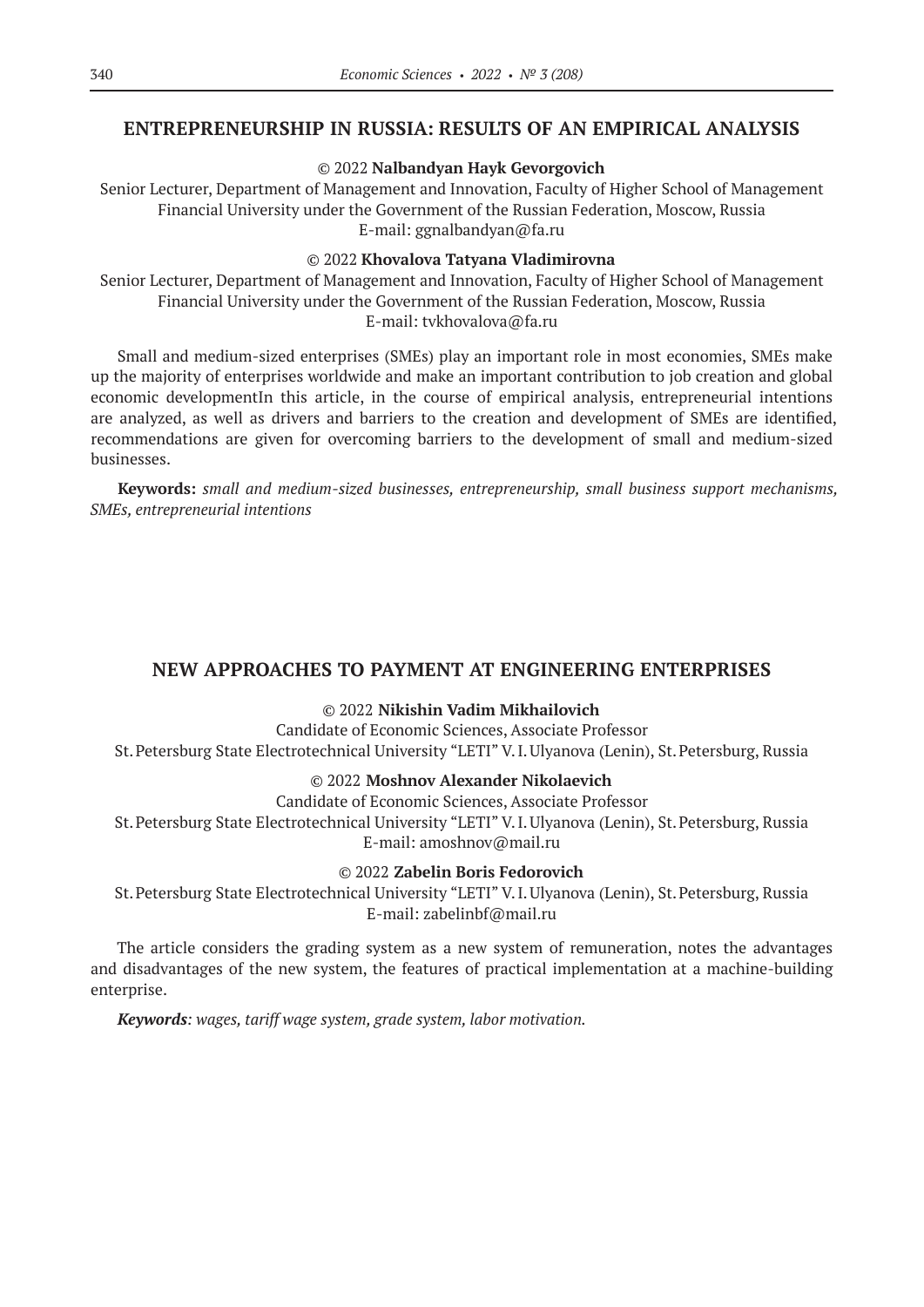## ENTREPRENEURSHIP IN RUSSIA: RESULTS OF AN EMPIRICAL ANALYSIS

© 2022 **Nalbandyan Hayk Gevorgovich**

Senior Lecturer, Department of Management and Innovation, Faculty of Higher School of Management
Financial University under the Government of the Russian Federation, Moscow, Russia
E-mail: ggnalbandyan@fa.ru

© 2022 **Khovalova Tatyana Vladimirovna**

Senior Lecturer, Department of Management and Innovation, Faculty of Higher School of Management
Financial University under the Government of the Russian Federation, Moscow, Russia
E-mail: tvkhovalova@fa.ru

Small and medium-sized enterprises (SMEs) play an important role in most economies, SMEs make up the majority of enterprises worldwide and make an important contribution to job creation and global economic developmentIn this article, in the course of empirical analysis, entrepreneurial intentions are analyzed, as well as drivers and barriers to the creation and development of SMEs are identified, recommendations are given for overcoming barriers to the development of small and medium-sized businesses.

**Keywords:** *small and medium-sized businesses, entrepreneurship, small business support mechanisms, SMEs, entrepreneurial intentions*

## NEW APPROACHES TO PAYMENT AT ENGINEERING ENTERPRISES

© 2022 **Nikishin Vadim Mikhailovich**

Candidate of Economic Sciences, Associate Professor
St. Petersburg State Electrotechnical University "LETI" V. I. Ulyanova (Lenin), St. Petersburg, Russia

© 2022 **Moshnov Alexander Nikolaevich**

Candidate of Economic Sciences, Associate Professor
St. Petersburg State Electrotechnical University "LETI" V. I. Ulyanova (Lenin), St. Petersburg, Russia
E-mail: amoshnov@mail.ru

© 2022 **Zabelin Boris Fedorovich**

St. Petersburg State Electrotechnical University "LETI" V. I. Ulyanova (Lenin), St. Petersburg, Russia
E-mail: zabelinbf@mail.ru

The article considers the grading system as a new system of remuneration, notes the advantages and disadvantages of the new system, the features of practical implementation at a machine-building enterprise.

***Keywords****: wages, tariff wage system, grade system, labor motivation.*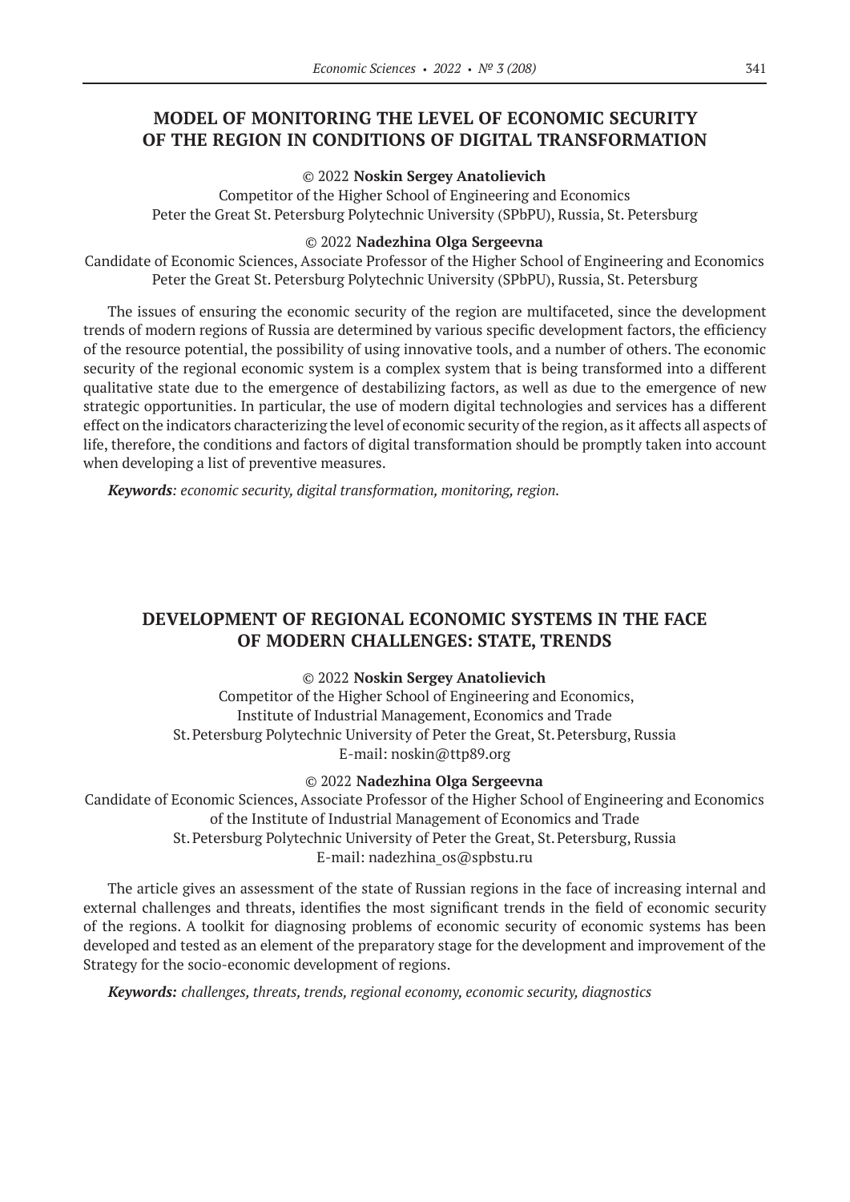## MODEL OF MONITORING THE LEVEL OF ECONOMIC SECURITY OF THE REGION IN CONDITIONS OF DIGITAL TRANSFORMATION

© 2022 **Noskin Sergey Anatolievich**
Competitor of the Higher School of Engineering and Economics
Peter the Great St. Petersburg Polytechnic University (SPbPU), Russia, St. Petersburg

© 2022 **Nadezhina Olga Sergeevna**
Candidate of Economic Sciences, Associate Professor of the Higher School of Engineering and Economics
Peter the Great St. Petersburg Polytechnic University (SPbPU), Russia, St. Petersburg

The issues of ensuring the economic security of the region are multifaceted, since the development trends of modern regions of Russia are determined by various specific development factors, the efficiency of the resource potential, the possibility of using innovative tools, and a number of others. The economic security of the regional economic system is a complex system that is being transformed into a different qualitative state due to the emergence of destabilizing factors, as well as due to the emergence of new strategic opportunities. In particular, the use of modern digital technologies and services has a different effect on the indicators characterizing the level of economic security of the region, as it affects all aspects of life, therefore, the conditions and factors of digital transformation should be promptly taken into account when developing a list of preventive measures.

***Keywords****: economic security, digital transformation, monitoring, region.*

## DEVELOPMENT OF REGIONAL ECONOMIC SYSTEMS IN THE FACE OF MODERN CHALLENGES: STATE, TRENDS

© 2022 **Noskin Sergey Anatolievich**
Competitor of the Higher School of Engineering and Economics,
Institute of Industrial Management, Economics and Trade
St. Petersburg Polytechnic University of Peter the Great, St. Petersburg, Russia
E-mail: noskin@ttp89.org

© 2022 **Nadezhina Olga Sergeevna**
Candidate of Economic Sciences, Associate Professor of the Higher School of Engineering and Economics
of the Institute of Industrial Management of Economics and Trade
St. Petersburg Polytechnic University of Peter the Great, St. Petersburg, Russia
E-mail: nadezhina_os@spbstu.ru

The article gives an assessment of the state of Russian regions in the face of increasing internal and external challenges and threats, identifies the most significant trends in the field of economic security of the regions. A toolkit for diagnosing problems of economic security of economic systems has been developed and tested as an element of the preparatory stage for the development and improvement of the Strategy for the socio-economic development of regions.

***Keywords:*** *challenges, threats, trends, regional economy, economic security, diagnostics*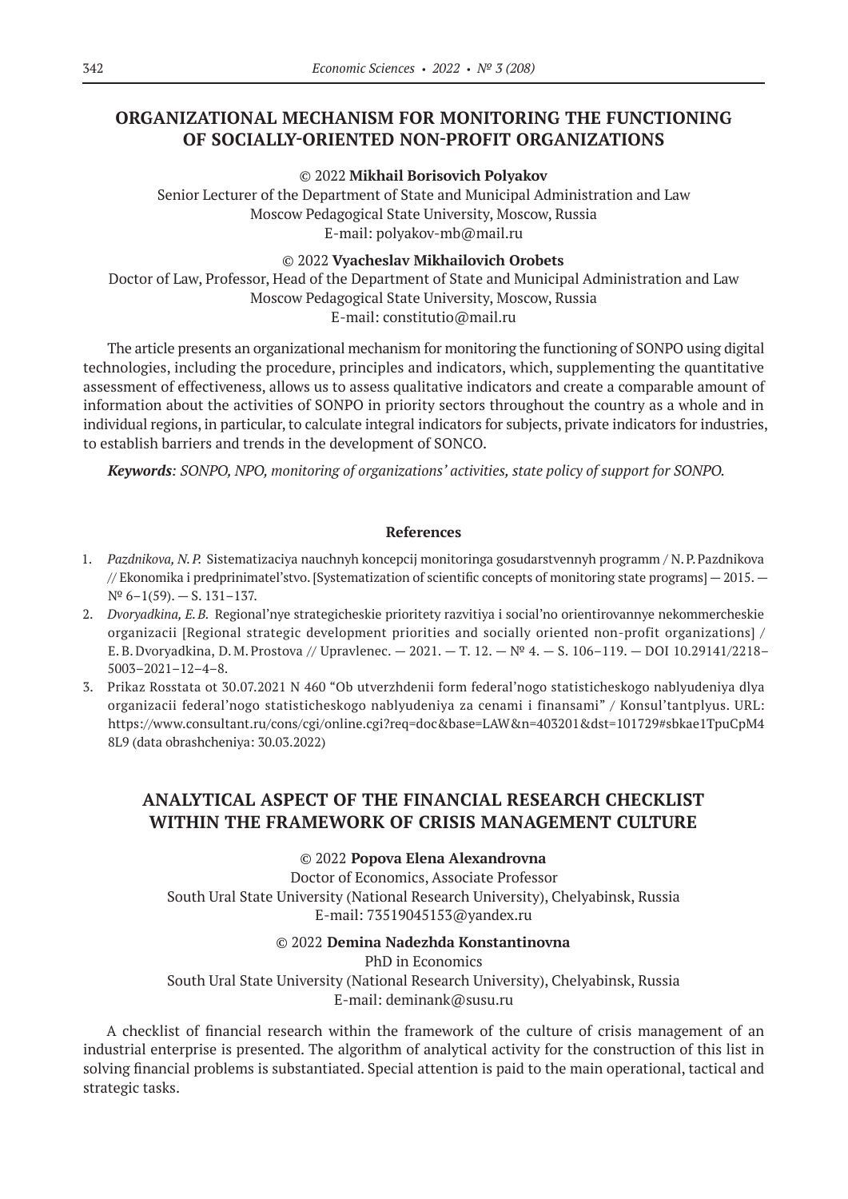## ORGANIZATIONAL MECHANISM FOR MONITORING THE FUNCTIONING OF SOCIALLY-ORIENTED NON-PROFIT ORGANIZATIONS

© 2022 **Mikhail Borisovich Polyakov**
Senior Lecturer of the Department of State and Municipal Administration and Law
Moscow Pedagogical State University, Moscow, Russia
E-mail: polyakov-mb@mail.ru

© 2022 **Vyacheslav Mikhailovich Orobets**
Doctor of Law, Professor, Head of the Department of State and Municipal Administration and Law
Moscow Pedagogical State University, Moscow, Russia
E-mail: constitutio@mail.ru

The article presents an organizational mechanism for monitoring the functioning of SONPO using digital technologies, including the procedure, principles and indicators, which, supplementing the quantitative assessment of effectiveness, allows us to assess qualitative indicators and create a comparable amount of information about the activities of SONPO in priority sectors throughout the country as a whole and in individual regions, in particular, to calculate integral indicators for subjects, private indicators for industries, to establish barriers and trends in the development of SONCO.

***Keywords****: SONPO, NPO, monitoring of organizations' activities, state policy of support for SONPO.*

### References

1. *Pazdnikova, N.P.* Sistematizaciya nauchnyh koncepcij monitoringa gosudarstvennyh programm / N.P.Pazdnikova // Ekonomika i predprinimatel'stvo. [Systematization of scientific concepts of monitoring state programs] — 2015. — № 6–1(59). — S. 131–137.
2. *Dvoryadkina, E.B.* Regional'nye strategicheskie prioritety razvitiya i social'no orientirovannye nekommercheskie organizacii [Regional strategic development priorities and socially oriented non-profit organizations] / E.B.Dvoryadkina, D.M.Prostova // Upravlenec. — 2021. — T. 12. — № 4. — S. 106–119. — DOI 10.29141/2218–5003–2021–12–4–8.
3. Prikaz Rosstata ot 30.07.2021 N 460 "Ob utverzhdenii form federal'nogo statisticheskogo nablyudeniya dlya organizacii federal'nogo statisticheskogo nablyudeniya za cenami i finansami" / Konsul'tantplyus. URL: https://www.consultant.ru/cons/cgi/online.cgi?req=doc&base=LAW&n=403201&dst=101729#sbkae1TpuCpM48L9 (data obrashcheniya: 30.03.2022)

## ANALYTICAL ASPECT OF THE FINANCIAL RESEARCH CHECKLIST WITHIN THE FRAMEWORK OF CRISIS MANAGEMENT CULTURE

© 2022 **Popova Elena Alexandrovna**
Doctor of Economics, Associate Professor
South Ural State University (National Research University), Chelyabinsk, Russia
E-mail: 73519045153@yandex.ru

© 2022 **Demina Nadezhda Konstantinovna**
PhD in Economics
South Ural State University (National Research University), Chelyabinsk, Russia
E-mail: deminank@susu.ru

A checklist of financial research within the framework of the culture of crisis management of an industrial enterprise is presented. The algorithm of analytical activity for the construction of this list in solving financial problems is substantiated. Special attention is paid to the main operational, tactical and strategic tasks.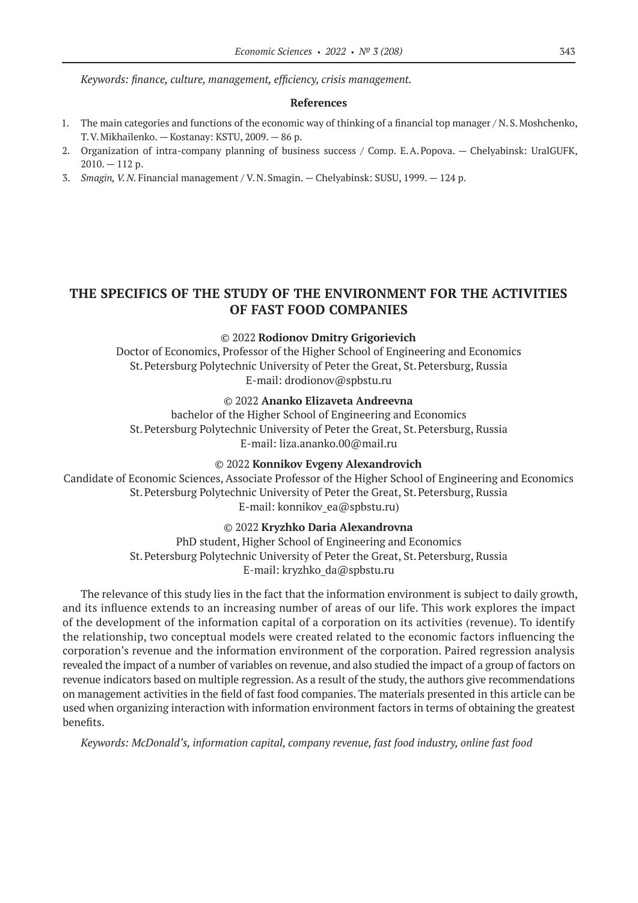*Keywords: finance, culture, management, efficiency, crisis management.*

**References**

1. The main categories and functions of the economic way of thinking of a financial top manager / N. S. Moshchenko, T. V. Mikhailenko. — Kostanay: KSTU, 2009. — 86 p.
2. Organization of intra-company planning of business success / Comp. E. A. Popova. — Chelyabinsk: UralGUFK, 2010. — 112 p.
3. *Smagin, V. N.* Financial management / V. N. Smagin. — Chelyabinsk: SUSU, 1999. — 124 p.

## THE SPECIFICS OF THE STUDY OF THE ENVIRONMENT FOR THE ACTIVITIES OF FAST FOOD COMPANIES

© 2022 **Rodionov Dmitry Grigorievich**
Doctor of Economics, Professor of the Higher School of Engineering and Economics
St. Petersburg Polytechnic University of Peter the Great, St. Petersburg, Russia
E-mail: drodionov@spbstu.ru

© 2022 **Ananko Elizaveta Andreevna**
bachelor of the Higher School of Engineering and Economics
St. Petersburg Polytechnic University of Peter the Great, St. Petersburg, Russia
E-mail: liza.ananko.00@mail.ru

© 2022 **Konnikov Evgeny Alexandrovich**
Candidate of Economic Sciences, Associate Professor of the Higher School of Engineering and Economics
St. Petersburg Polytechnic University of Peter the Great, St. Petersburg, Russia
E-mail: konnikov_ea@spbstu.ru)

© 2022 **Kryzhko Daria Alexandrovna**
PhD student, Higher School of Engineering and Economics
St. Petersburg Polytechnic University of Peter the Great, St. Petersburg, Russia
E-mail: kryzhko_da@spbstu.ru

The relevance of this study lies in the fact that the information environment is subject to daily growth, and its influence extends to an increasing number of areas of our life. This work explores the impact of the development of the information capital of a corporation on its activities (revenue). To identify the relationship, two conceptual models were created related to the economic factors influencing the corporation's revenue and the information environment of the corporation. Paired regression analysis revealed the impact of a number of variables on revenue, and also studied the impact of a group of factors on revenue indicators based on multiple regression. As a result of the study, the authors give recommendations on management activities in the field of fast food companies. The materials presented in this article can be used when organizing interaction with information environment factors in terms of obtaining the greatest benefits.

*Keywords: McDonald's, information capital, company revenue, fast food industry, online fast food*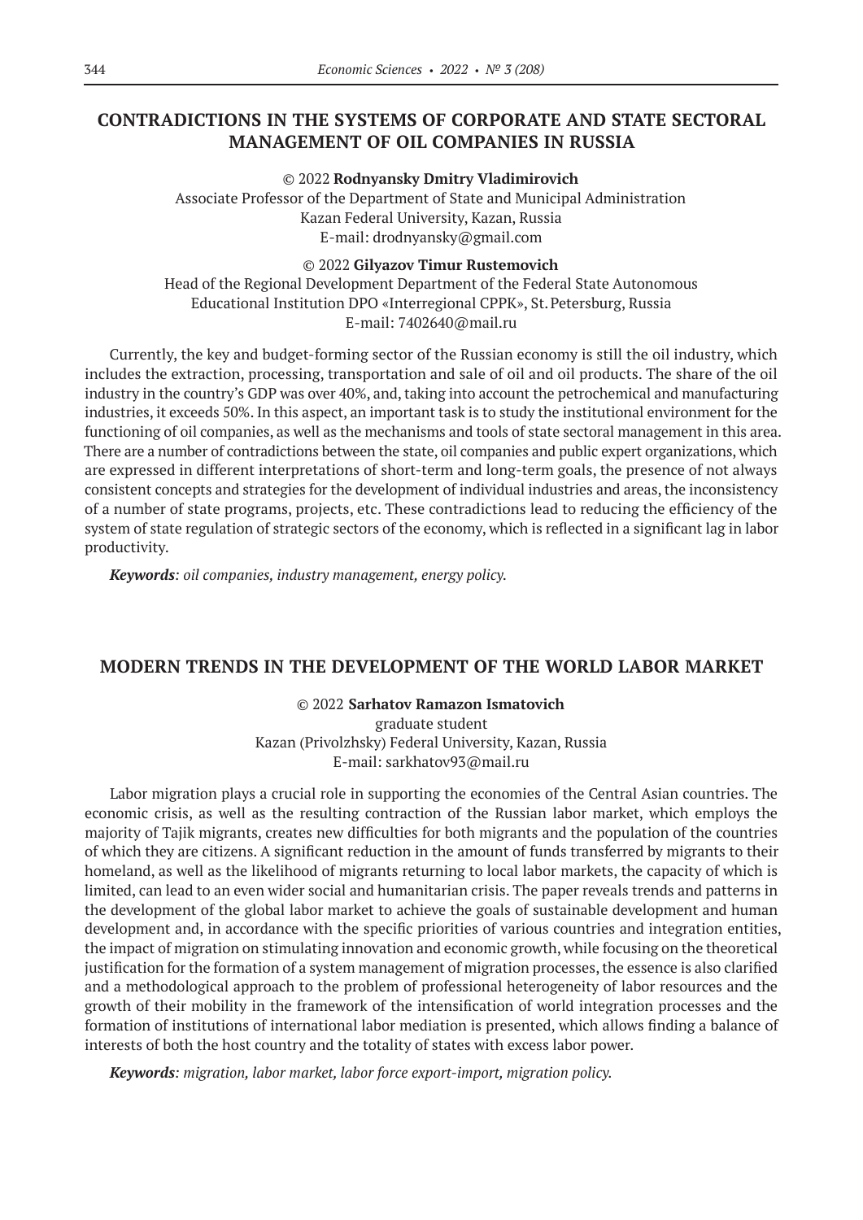## CONTRADICTIONS IN THE SYSTEMS OF CORPORATE AND STATE SECTORAL MANAGEMENT OF OIL COMPANIES IN RUSSIA

© 2022 **Rodnyansky Dmitry Vladimirovich**
Associate Professor of the Department of State and Municipal Administration
Kazan Federal University, Kazan, Russia
E-mail: drodnyansky@gmail.com

© 2022 **Gilyazov Timur Rustemovich**
Head of the Regional Development Department of the Federal State Autonomous Educational Institution DPO «Interregional CPPK», St. Petersburg, Russia
E-mail: 7402640@mail.ru

Currently, the key and budget-forming sector of the Russian economy is still the oil industry, which includes the extraction, processing, transportation and sale of oil and oil products. The share of the oil industry in the country's GDP was over 40%, and, taking into account the petrochemical and manufacturing industries, it exceeds 50%. In this aspect, an important task is to study the institutional environment for the functioning of oil companies, as well as the mechanisms and tools of state sectoral management in this area. There are a number of contradictions between the state, oil companies and public expert organizations, which are expressed in different interpretations of short-term and long-term goals, the presence of not always consistent concepts and strategies for the development of individual industries and areas, the inconsistency of a number of state programs, projects, etc. These contradictions lead to reducing the efficiency of the system of state regulation of strategic sectors of the economy, which is reflected in a significant lag in labor productivity.

***Keywords****: oil companies, industry management, energy policy.*

## MODERN TRENDS IN THE DEVELOPMENT OF THE WORLD LABOR MARKET

© 2022 **Sarhatov Ramazon Ismatovich**
graduate student
Kazan (Privolzhsky) Federal University, Kazan, Russia
E-mail: sarkhatov93@mail.ru

Labor migration plays a crucial role in supporting the economies of the Central Asian countries. The economic crisis, as well as the resulting contraction of the Russian labor market, which employs the majority of Tajik migrants, creates new difficulties for both migrants and the population of the countries of which they are citizens. A significant reduction in the amount of funds transferred by migrants to their homeland, as well as the likelihood of migrants returning to local labor markets, the capacity of which is limited, can lead to an even wider social and humanitarian crisis. The paper reveals trends and patterns in the development of the global labor market to achieve the goals of sustainable development and human development and, in accordance with the specific priorities of various countries and integration entities, the impact of migration on stimulating innovation and economic growth, while focusing on the theoretical justification for the formation of a system management of migration processes, the essence is also clarified and a methodological approach to the problem of professional heterogeneity of labor resources and the growth of their mobility in the framework of the intensification of world integration processes and the formation of institutions of international labor mediation is presented, which allows finding a balance of interests of both the host country and the totality of states with excess labor power.

***Keywords****: migration, labor market, labor force export-import, migration policy.*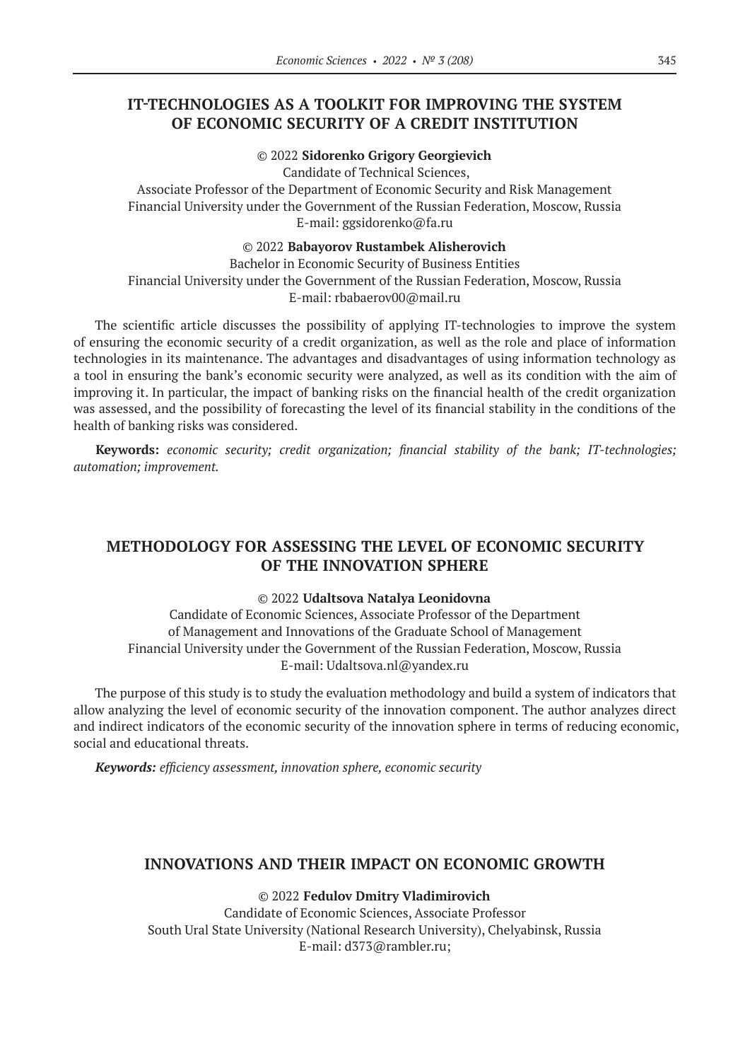## IT-TECHNOLOGIES AS A TOOLKIT FOR IMPROVING THE SYSTEM OF ECONOMIC SECURITY OF A CREDIT INSTITUTION

© 2022 **Sidorenko Grigory Georgievich**
Candidate of Technical Sciences,
Associate Professor of the Department of Economic Security and Risk Management
Financial University under the Government of the Russian Federation, Moscow, Russia
E-mail: ggsidorenko@fa.ru

© 2022 **Babayorov Rustambek Alisherovich**
Bachelor in Economic Security of Business Entities
Financial University under the Government of the Russian Federation, Moscow, Russia
E-mail: rbabaerov00@mail.ru

The scientific article discusses the possibility of applying IT-technologies to improve the system of ensuring the economic security of a credit organization, as well as the role and place of information technologies in its maintenance. The advantages and disadvantages of using information technology as a tool in ensuring the bank's economic security were analyzed, as well as its condition with the aim of improving it. In particular, the impact of banking risks on the financial health of the credit organization was assessed, and the possibility of forecasting the level of its financial stability in the conditions of the health of banking risks was considered.

**Keywords:** *economic security; credit organization; financial stability of the bank; IT-technologies; automation; improvement.*

## METHODOLOGY FOR ASSESSING THE LEVEL OF ECONOMIC SECURITY OF THE INNOVATION SPHERE

© 2022 **Udaltsova Natalya Leonidovna**
Candidate of Economic Sciences, Associate Professor of the Department of Management and Innovations of the Graduate School of Management
Financial University under the Government of the Russian Federation, Moscow, Russia
E-mail: Udaltsova.nl@yandex.ru

The purpose of this study is to study the evaluation methodology and build a system of indicators that allow analyzing the level of economic security of the innovation component. The author analyzes direct and indirect indicators of the economic security of the innovation sphere in terms of reducing economic, social and educational threats.

***Keywords:*** *efficiency assessment, innovation sphere, economic security*

## INNOVATIONS AND THEIR IMPACT ON ECONOMIC GROWTH

© 2022 **Fedulov Dmitry Vladimirovich**
Candidate of Economic Sciences, Associate Professor
South Ural State University (National Research University), Chelyabinsk, Russia
E-mail: d373@rambler.ru;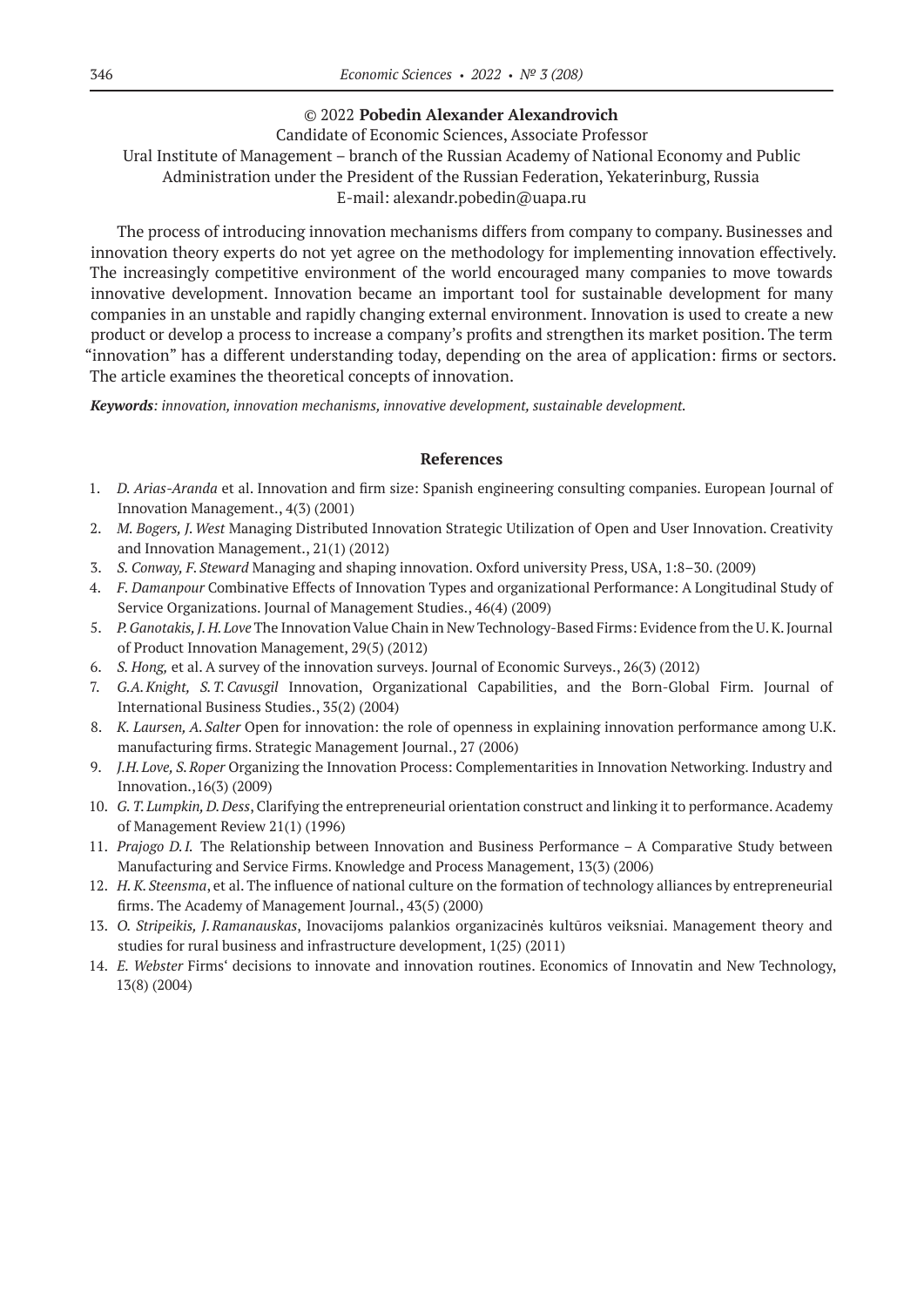© 2022 **Pobedin Alexander Alexandrovich**

Candidate of Economic Sciences, Associate Professor

Ural Institute of Management – branch of the Russian Academy of National Economy and Public Administration under the President of the Russian Federation, Yekaterinburg, Russia

E-mail: alexandr.pobedin@uapa.ru

The process of introducing innovation mechanisms differs from company to company. Businesses and innovation theory experts do not yet agree on the methodology for implementing innovation effectively. The increasingly competitive environment of the world encouraged many companies to move towards innovative development. Innovation became an important tool for sustainable development for many companies in an unstable and rapidly changing external environment. Innovation is used to create a new product or develop a process to increase a company's profits and strengthen its market position. The term "innovation" has a different understanding today, depending on the area of application: firms or sectors. The article examines the theoretical concepts of innovation.

***Keywords***: *innovation, innovation mechanisms, innovative development, sustainable development.*

## References

1. *D. Arias-Aranda* et al. Innovation and firm size: Spanish engineering consulting companies. European Journal of Innovation Management., 4(3) (2001)
2. *M. Bogers, J. West* Managing Distributed Innovation Strategic Utilization of Open and User Innovation. Creativity and Innovation Management., 21(1) (2012)
3. *S. Conway, F. Steward* Managing and shaping innovation. Oxford university Press, USA, 1:8–30. (2009)
4. *F. Damanpour* Combinative Effects of Innovation Types and organizational Performance: A Longitudinal Study of Service Organizations. Journal of Management Studies., 46(4) (2009)
5. *P. Ganotakis, J. H. Love* The Innovation Value Chain in New Technology-Based Firms: Evidence from the U. K. Journal of Product Innovation Management, 29(5) (2012)
6. *S. Hong,* et al. A survey of the innovation surveys. Journal of Economic Surveys., 26(3) (2012)
7. *G.A. Knight, S. T. Cavusgil* Innovation, Organizational Capabilities, and the Born-Global Firm. Journal of International Business Studies., 35(2) (2004)
8. *K. Laursen, A. Salter* Open for innovation: the role of openness in explaining innovation performance among U.K. manufacturing firms. Strategic Management Journal., 27 (2006)
9. *J.H. Love, S. Roper* Organizing the Innovation Process: Complementarities in Innovation Networking. Industry and Innovation.,16(3) (2009)
10. *G. T. Lumpkin, D. Dess*, Clarifying the entrepreneurial orientation construct and linking it to performance. Academy of Management Review 21(1) (1996)
11. *Prajogo D. I.* The Relationship between Innovation and Business Performance – A Comparative Study between Manufacturing and Service Firms. Knowledge and Process Management, 13(3) (2006)
12. *H. K. Steensma*, et al. The influence of national culture on the formation of technology alliances by entrepreneurial firms. The Academy of Management Journal., 43(5) (2000)
13. *O. Stripeikis, J. Ramanauskas*, Inovacijoms palankios organizacinės kultūros veiksniai. Management theory and studies for rural business and infrastructure development, 1(25) (2011)
14. *E. Webster* Firms' decisions to innovate and innovation routines. Economics of Innovatin and New Technology, 13(8) (2004)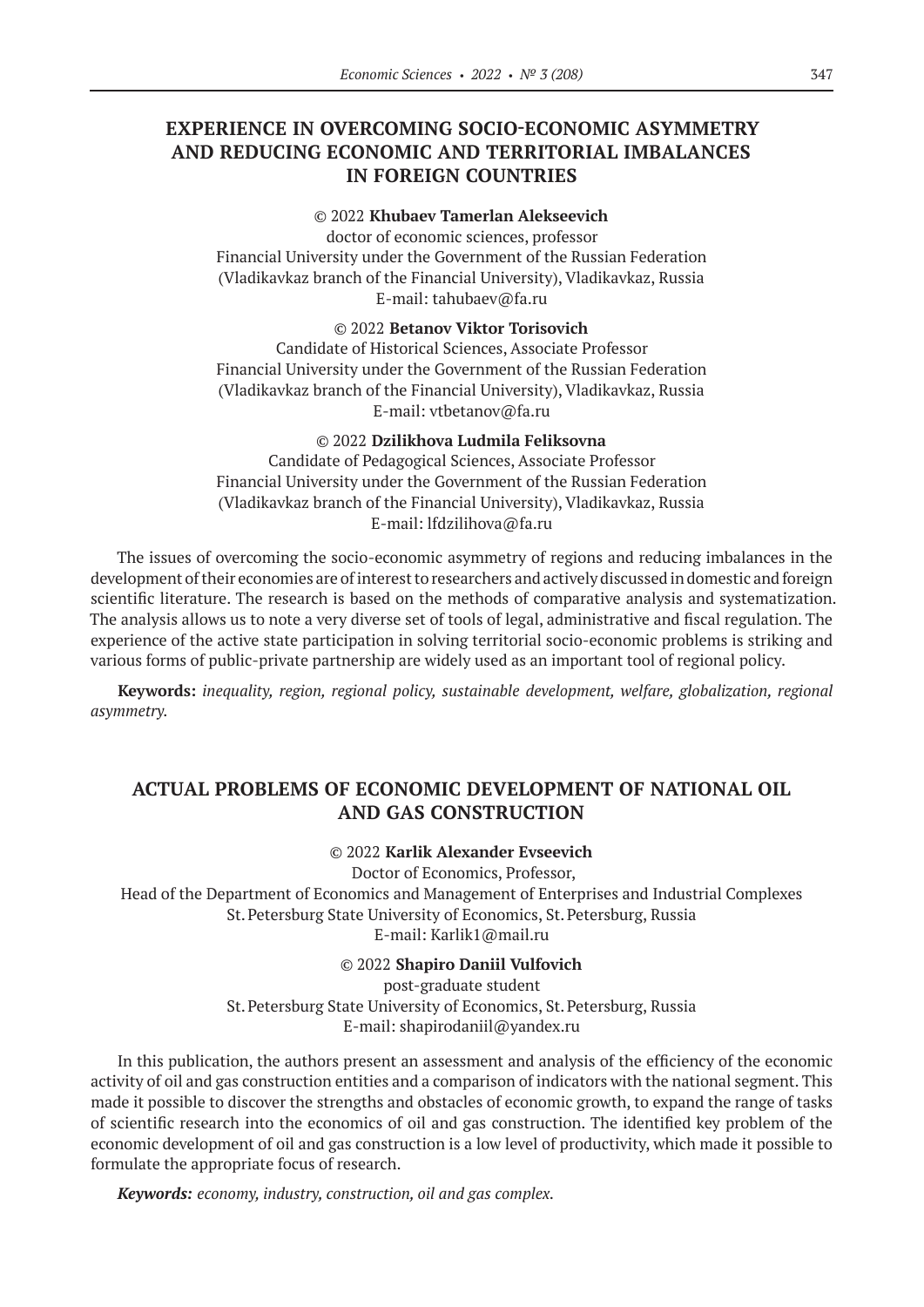## EXPERIENCE IN OVERCOMING SOCIO-ECONOMIC ASYMMETRY AND REDUCING ECONOMIC AND TERRITORIAL IMBALANCES IN FOREIGN COUNTRIES

© 2022 **Khubaev Tamerlan Alekseevich**
doctor of economic sciences, professor
Financial University under the Government of the Russian Federation
(Vladikavkaz branch of the Financial University), Vladikavkaz, Russia
E-mail: tahubaev@fa.ru

© 2022 **Betanov Viktor Torisovich**
Candidate of Historical Sciences, Associate Professor
Financial University under the Government of the Russian Federation
(Vladikavkaz branch of the Financial University), Vladikavkaz, Russia
E-mail: vtbetanov@fa.ru

© 2022 **Dzilikhova Ludmila Feliksovna**
Candidate of Pedagogical Sciences, Associate Professor
Financial University under the Government of the Russian Federation
(Vladikavkaz branch of the Financial University), Vladikavkaz, Russia
E-mail: lfdzilihova@fa.ru

The issues of overcoming the socio-economic asymmetry of regions and reducing imbalances in the development of their economies are of interest to researchers and actively discussed in domestic and foreign scientific literature. The research is based on the methods of comparative analysis and systematization. The analysis allows us to note a very diverse set of tools of legal, administrative and fiscal regulation. The experience of the active state participation in solving territorial socio-economic problems is striking and various forms of public-private partnership are widely used as an important tool of regional policy.

**Keywords:** *inequality, region, regional policy, sustainable development, welfare, globalization, regional asymmetry.*

## ACTUAL PROBLEMS OF ECONOMIC DEVELOPMENT OF NATIONAL OIL AND GAS CONSTRUCTION

© 2022 **Karlik Alexander Evseevich**
Doctor of Economics, Professor,
Head of the Department of Economics and Management of Enterprises and Industrial Complexes
St. Petersburg State University of Economics, St. Petersburg, Russia
E-mail: Karlik1@mail.ru

© 2022 **Shapiro Daniil Vulfovich**
post-graduate student
St. Petersburg State University of Economics, St. Petersburg, Russia
E-mail: shapirodaniil@yandex.ru

In this publication, the authors present an assessment and analysis of the efficiency of the economic activity of oil and gas construction entities and a comparison of indicators with the national segment. This made it possible to discover the strengths and obstacles of economic growth, to expand the range of tasks of scientific research into the economics of oil and gas construction. The identified key problem of the economic development of oil and gas construction is a low level of productivity, which made it possible to formulate the appropriate focus of research.

***Keywords:*** *economy, industry, construction, oil and gas complex.*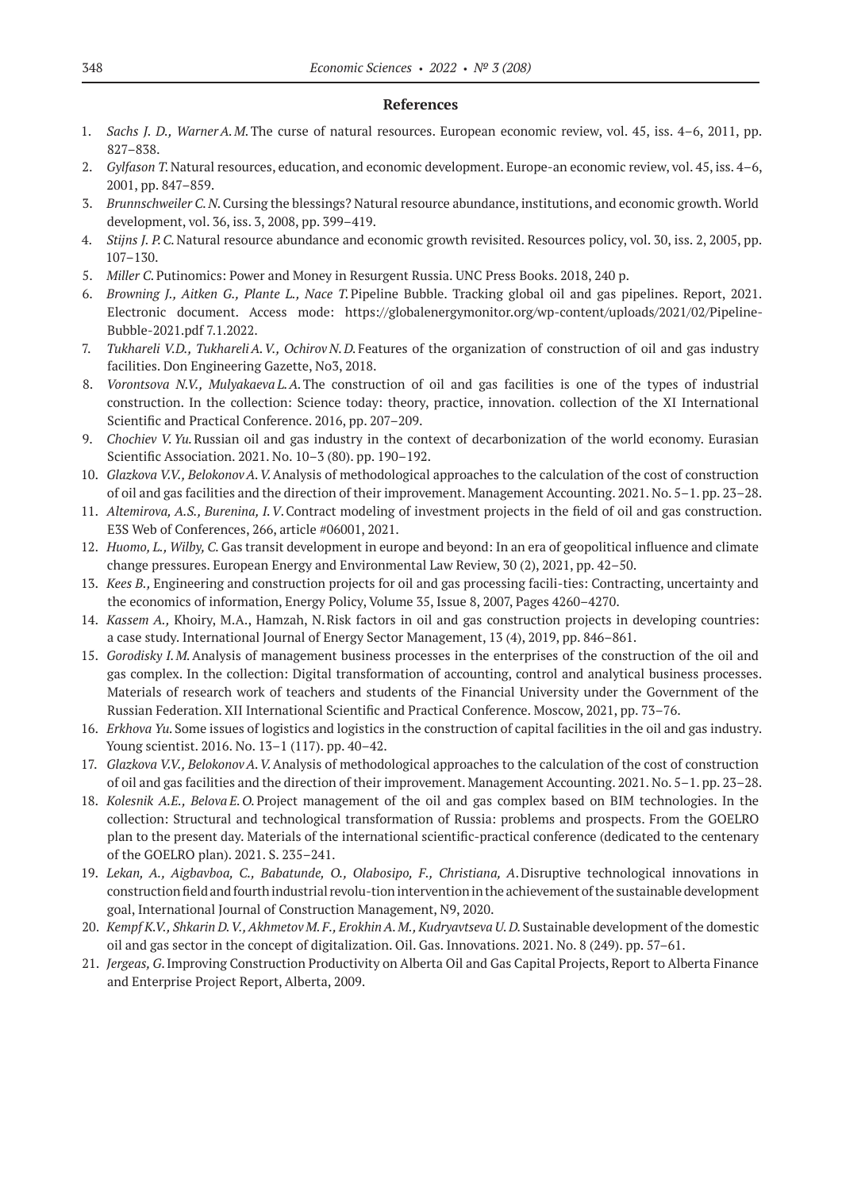## References

1. *Sachs J. D., Warner A. M.* The curse of natural resources. European economic review, vol. 45, iss. 4–6, 2011, pp. 827–838.
2. *Gylfason T.* Natural resources, education, and economic development. Europe-an economic review, vol. 45, iss. 4–6, 2001, pp. 847–859.
3. *Brunnschweiler C. N.* Cursing the blessings? Natural resource abundance, institutions, and economic growth. World development, vol. 36, iss. 3, 2008, pp. 399–419.
4. *Stijns J. P. C.* Natural resource abundance and economic growth revisited. Resources policy, vol. 30, iss. 2, 2005, pp. 107–130.
5. *Miller C.* Putinomics: Power and Money in Resurgent Russia. UNC Press Books. 2018, 240 p.
6. *Browning J., Aitken G., Plante L., Nace T.* Pipeline Bubble. Tracking global oil and gas pipelines. Report, 2021. Electronic document. Access mode: https://globalenergymonitor.org/wp-content/uploads/2021/02/Pipeline-Bubble-2021.pdf 7.1.2022.
7. *Tukhareli V.D., Tukhareli A. V., Ochirov N. D.* Features of the organization of construction of oil and gas industry facilities. Don Engineering Gazette, No3, 2018.
8. *Vorontsova N.V., Mulyakaeva L. A.* The construction of oil and gas facilities is one of the types of industrial construction. In the collection: Science today: theory, practice, innovation. collection of the XI International Scientific and Practical Conference. 2016, pp. 207–209.
9. *Chochiev V. Yu.* Russian oil and gas industry in the context of decarbonization of the world economy. Eurasian Scientific Association. 2021. No. 10–3 (80). pp. 190–192.
10. *Glazkova V.V., Belokonov A. V.* Analysis of methodological approaches to the calculation of the cost of construction of oil and gas facilities and the direction of their improvement. Management Accounting. 2021. No. 5–1. pp. 23–28.
11. *Altemirova, A.S., Burenina, I. V.* Contract modeling of investment projects in the field of oil and gas construction. E3S Web of Conferences, 266, article #06001, 2021.
12. *Huomo, L., Wilby, C.* Gas transit development in europe and beyond: In an era of geopolitical influence and climate change pressures. European Energy and Environmental Law Review, 30 (2), 2021, pp. 42–50.
13. *Kees B.,* Engineering and construction projects for oil and gas processing facili-ties: Contracting, uncertainty and the economics of information, Energy Policy, Volume 35, Issue 8, 2007, Pages 4260–4270.
14. *Kassem A.,* Khoiry, M.A., Hamzah, N. Risk factors in oil and gas construction projects in developing countries: a case study. International Journal of Energy Sector Management, 13 (4), 2019, pp. 846–861.
15. *Gorodisky I. M.* Analysis of management business processes in the enterprises of the construction of the oil and gas complex. In the collection: Digital transformation of accounting, control and analytical business processes. Materials of research work of teachers and students of the Financial University under the Government of the Russian Federation. XII International Scientific and Practical Conference. Moscow, 2021, pp. 73–76.
16. *Erkhova Yu.* Some issues of logistics and logistics in the construction of capital facilities in the oil and gas industry. Young scientist. 2016. No. 13–1 (117). pp. 40–42.
17. *Glazkova V.V., Belokonov A. V.* Analysis of methodological approaches to the calculation of the cost of construction of oil and gas facilities and the direction of their improvement. Management Accounting. 2021. No. 5–1. pp. 23–28.
18. *Kolesnik A.E., Belova E. O.* Project management of the oil and gas complex based on BIM technologies. In the collection: Structural and technological transformation of Russia: problems and prospects. From the GOELRO plan to the present day. Materials of the international scientific-practical conference (dedicated to the centenary of the GOELRO plan). 2021. S. 235–241.
19. *Lekan, A., Aigbavboa, C., Babatunde, O., Olabosipo, F., Christiana, A.* Disruptive technological innovations in construction field and fourth industrial revolu-tion intervention in the achievement of the sustainable development goal, International Journal of Construction Management, N9, 2020.
20. *Kempf K.V., Shkarin D. V., Akhmetov M. F., Erokhin A. M., Kudryavtseva U. D.* Sustainable development of the domestic oil and gas sector in the concept of digitalization. Oil. Gas. Innovations. 2021. No. 8 (249). pp. 57–61.
21. *Jergeas, G.* Improving Construction Productivity on Alberta Oil and Gas Capital Projects, Report to Alberta Finance and Enterprise Project Report, Alberta, 2009.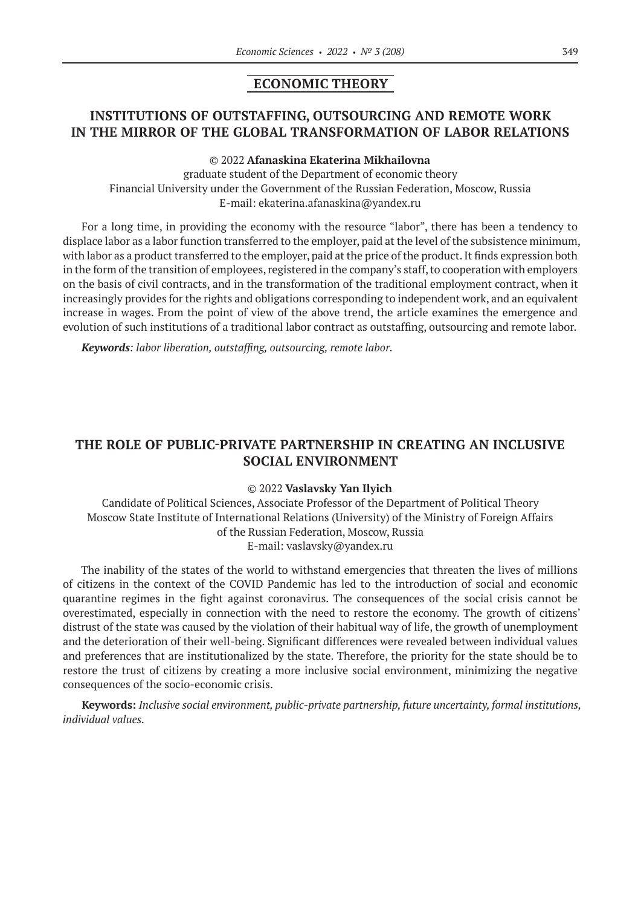## ECONOMIC THEORY

## INSTITUTIONS OF OUTSTAFFING, OUTSOURCING AND REMOTE WORK IN THE MIRROR OF THE GLOBAL TRANSFORMATION OF LABOR RELATIONS

© 2022 **Afanaskina Ekaterina Mikhailovna**
graduate student of the Department of economic theory
Financial University under the Government of the Russian Federation, Moscow, Russia
E-mail: ekaterina.afanaskina@yandex.ru

For a long time, in providing the economy with the resource "labor", there has been a tendency to displace labor as a labor function transferred to the employer, paid at the level of the subsistence minimum, with labor as a product transferred to the employer, paid at the price of the product. It finds expression both in the form of the transition of employees, registered in the company's staff, to cooperation with employers on the basis of civil contracts, and in the transformation of the traditional employment contract, when it increasingly provides for the rights and obligations corresponding to independent work, and an equivalent increase in wages. From the point of view of the above trend, the article examines the emergence and evolution of such institutions of a traditional labor contract as outstaffing, outsourcing and remote labor.

***Keywords**: labor liberation, outstaffing, outsourcing, remote labor.*

## THE ROLE OF PUBLIC-PRIVATE PARTNERSHIP IN CREATING AN INCLUSIVE SOCIAL ENVIRONMENT

© 2022 **Vaslavsky Yan Ilyich**
Candidate of Political Sciences, Associate Professor of the Department of Political Theory
Moscow State Institute of International Relations (University) of the Ministry of Foreign Affairs of the Russian Federation, Moscow, Russia
E-mail: vaslavsky@yandex.ru

The inability of the states of the world to withstand emergencies that threaten the lives of millions of citizens in the context of the COVID Pandemic has led to the introduction of social and economic quarantine regimes in the fight against coronavirus. The consequences of the social crisis cannot be overestimated, especially in connection with the need to restore the economy. The growth of citizens' distrust of the state was caused by the violation of their habitual way of life, the growth of unemployment and the deterioration of their well-being. Significant differences were revealed between individual values and preferences that are institutionalized by the state. Therefore, the priority for the state should be to restore the trust of citizens by creating a more inclusive social environment, minimizing the negative consequences of the socio-economic crisis.

**Keywords:** *Inclusive social environment, public-private partnership, future uncertainty, formal institutions, individual values.*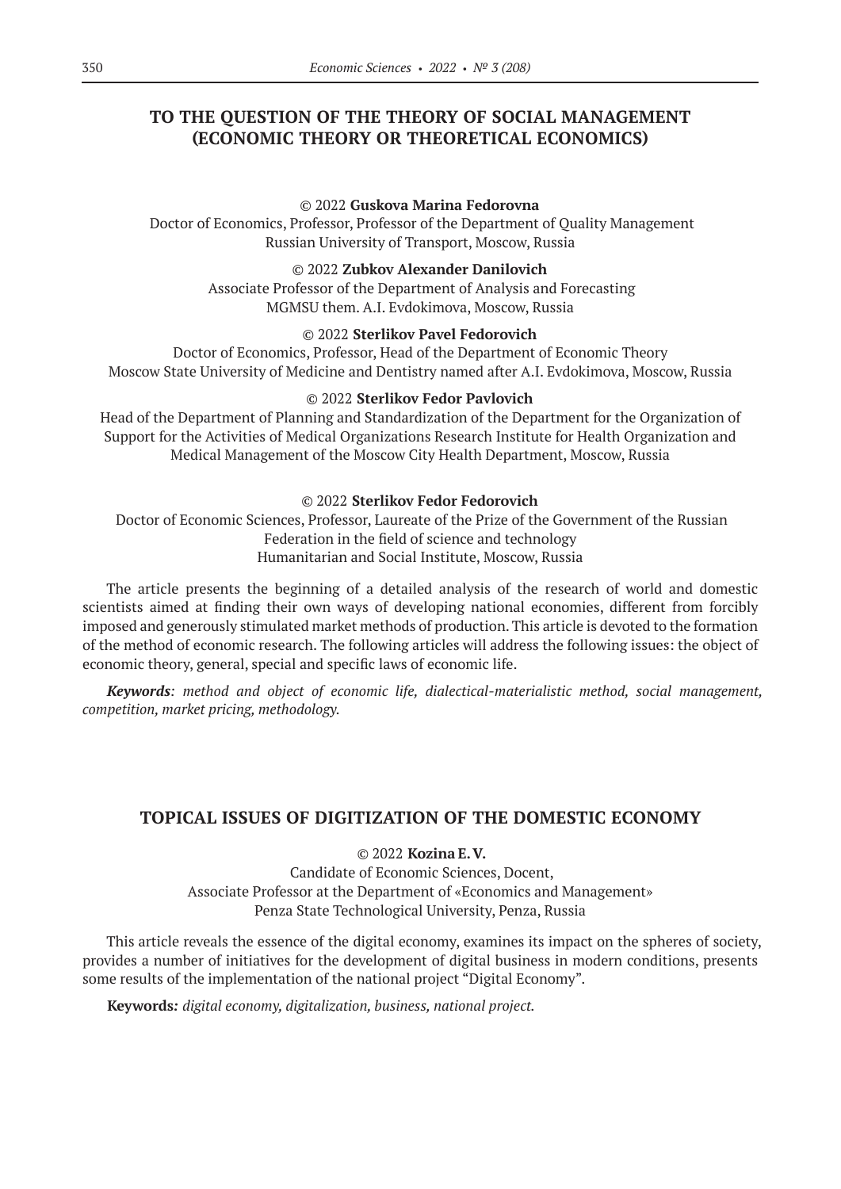## TO THE QUESTION OF THE THEORY OF SOCIAL MANAGEMENT (ECONOMIC THEORY OR THEORETICAL ECONOMICS)

© 2022 **Guskova Marina Fedorovna**
Doctor of Economics, Professor, Professor of the Department of Quality Management
Russian University of Transport, Moscow, Russia

© 2022 **Zubkov Alexander Danilovich**
Associate Professor of the Department of Analysis and Forecasting
MGMSU them. A.I. Evdokimova, Moscow, Russia

© 2022 **Sterlikov Pavel Fedorovich**
Doctor of Economics, Professor, Head of the Department of Economic Theory
Moscow State University of Medicine and Dentistry named after A.I. Evdokimova, Moscow, Russia

© 2022 **Sterlikov Fedor Pavlovich**
Head of the Department of Planning and Standardization of the Department for the Organization of Support for the Activities of Medical Organizations Research Institute for Health Organization and Medical Management of the Moscow City Health Department, Moscow, Russia

© 2022 **Sterlikov Fedor Fedorovich**
Doctor of Economic Sciences, Professor, Laureate of the Prize of the Government of the Russian Federation in the field of science and technology
Humanitarian and Social Institute, Moscow, Russia

The article presents the beginning of a detailed analysis of the research of world and domestic scientists aimed at finding their own ways of developing national economies, different from forcibly imposed and generously stimulated market methods of production. This article is devoted to the formation of the method of economic research. The following articles will address the following issues: the object of economic theory, general, special and specific laws of economic life.

***Keywords**: method and object of economic life, dialectical-materialistic method, social management, competition, market pricing, methodology.*

## TOPICAL ISSUES OF DIGITIZATION OF THE DOMESTIC ECONOMY

© 2022 **Kozina E. V.**
Candidate of Economic Sciences, Docent,
Associate Professor at the Department of «Economics and Management»
Penza State Technological University, Penza, Russia

This article reveals the essence of the digital economy, examines its impact on the spheres of society, provides a number of initiatives for the development of digital business in modern conditions, presents some results of the implementation of the national project "Digital Economy".

**Keywords:** *digital economy, digitalization, business, national project.*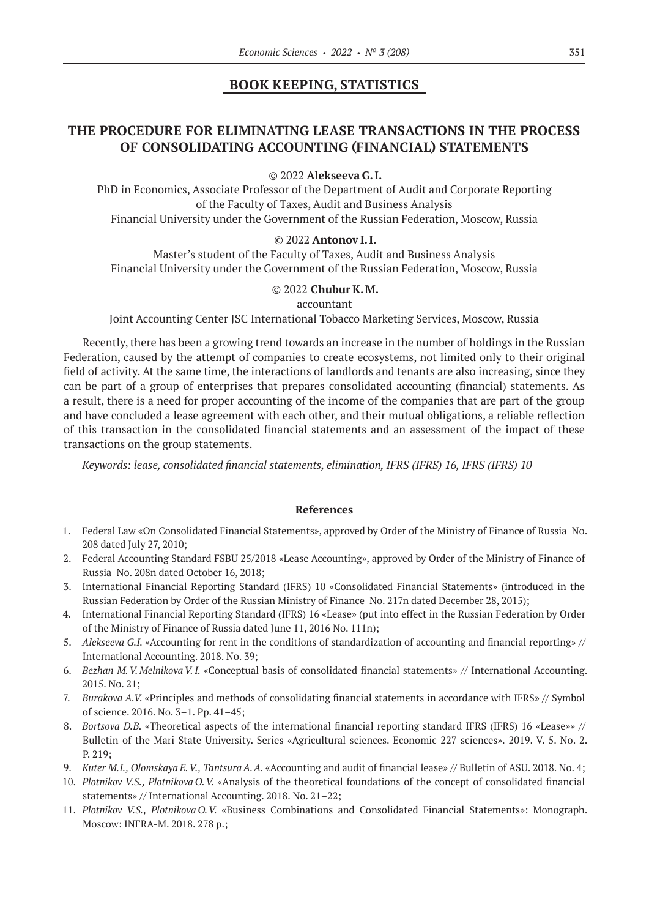## BOOK KEEPING, STATISTICS

# THE PROCEDURE FOR ELIMINATING LEASE TRANSACTIONS IN THE PROCESS OF CONSOLIDATING ACCOUNTING (FINANCIAL) STATEMENTS

© 2022 **Alekseeva G. I.**

PhD in Economics, Associate Professor of the Department of Audit and Corporate Reporting of the Faculty of Taxes, Audit and Business Analysis
Financial University under the Government of the Russian Federation, Moscow, Russia

© 2022 **Antonov I. I.**

Master's student of the Faculty of Taxes, Audit and Business Analysis
Financial University under the Government of the Russian Federation, Moscow, Russia

© 2022 **Chubur K. M.**

accountant
Joint Accounting Center JSC International Tobacco Marketing Services, Moscow, Russia

Recently, there has been a growing trend towards an increase in the number of holdings in the Russian Federation, caused by the attempt of companies to create ecosystems, not limited only to their original field of activity. At the same time, the interactions of landlords and tenants are also increasing, since they can be part of a group of enterprises that prepares consolidated accounting (financial) statements. As a result, there is a need for proper accounting of the income of the companies that are part of the group and have concluded a lease agreement with each other, and their mutual obligations, a reliable reflection of this transaction in the consolidated financial statements and an assessment of the impact of these transactions on the group statements.

*Keywords: lease, consolidated financial statements, elimination, IFRS (IFRS) 16, IFRS (IFRS) 10*

### References

1. Federal Law «On Consolidated Financial Statements», approved by Order of the Ministry of Finance of Russia No. 208 dated July 27, 2010;
2. Federal Accounting Standard FSBU 25/2018 «Lease Accounting», approved by Order of the Ministry of Finance of Russia No. 208n dated October 16, 2018;
3. International Financial Reporting Standard (IFRS) 10 «Consolidated Financial Statements» (introduced in the Russian Federation by Order of the Russian Ministry of Finance No. 217n dated December 28, 2015);
4. International Financial Reporting Standard (IFRS) 16 «Lease» (put into effect in the Russian Federation by Order of the Ministry of Finance of Russia dated June 11, 2016 No. 111n);
5. *Alekseeva G.I.* «Accounting for rent in the conditions of standardization of accounting and financial reporting» // International Accounting. 2018. No. 39;
6. *Bezhan M. V. Melnikova V. I.* «Conceptual basis of consolidated financial statements» // International Accounting. 2015. No. 21;
7. *Burakova A.V.* «Principles and methods of consolidating financial statements in accordance with IFRS» // Symbol of science. 2016. No. 3–1. Pp. 41–45;
8. *Bortsova D.B.* «Theoretical aspects of the international financial reporting standard IFRS (IFRS) 16 «Lease»» // Bulletin of the Mari State University. Series «Agricultural sciences. Economic 227 sciences». 2019. V. 5. No. 2. P. 219;
9. *Kuter M.I., Olomskaya E. V., Tantsura A. A.* «Accounting and audit of financial lease» // Bulletin of ASU. 2018. No. 4;
10. *Plotnikov V.S., Plotnikova O. V.* «Analysis of the theoretical foundations of the concept of consolidated financial statements» // International Accounting. 2018. No. 21–22;
11. *Plotnikov V.S., Plotnikova O. V.* «Business Combinations and Consolidated Financial Statements»: Monograph. Moscow: INFRA-M. 2018. 278 p.;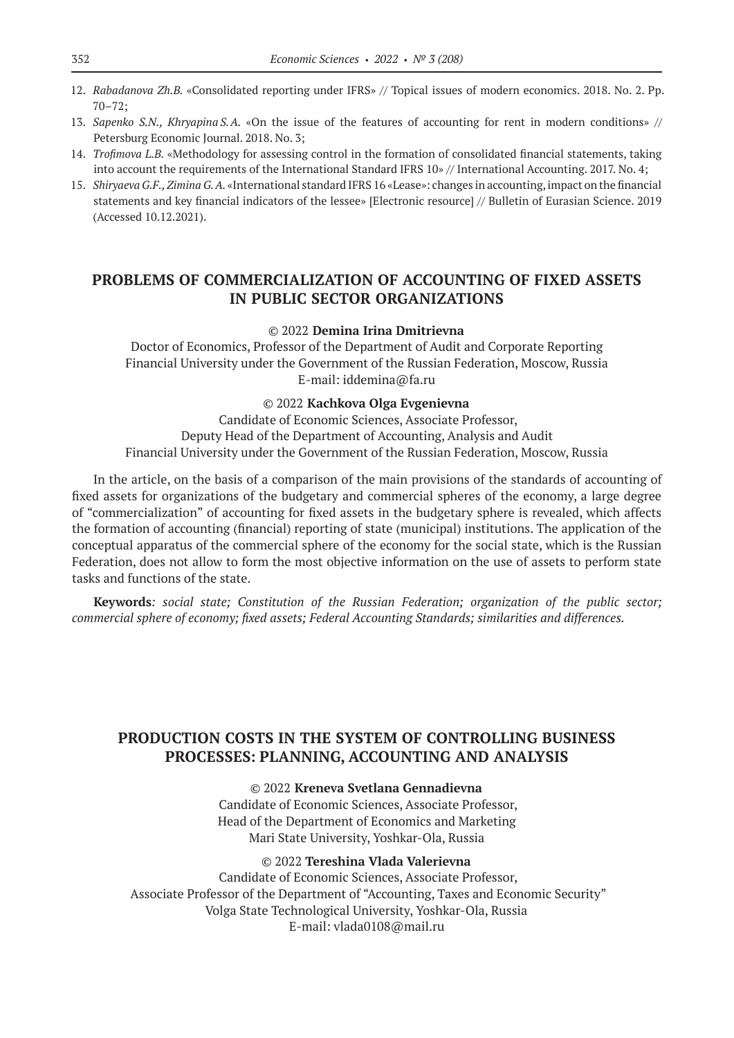12. *Rabadanova Zh.B.* «Consolidated reporting under IFRS» // Topical issues of modern economics. 2018. No. 2. Pp. 70–72;
13. *Sapenko S.N., Khryapina S.A.* «On the issue of the features of accounting for rent in modern conditions» // Petersburg Economic Journal. 2018. No. 3;
14. *Trofimova L.B.* «Methodology for assessing control in the formation of consolidated financial statements, taking into account the requirements of the International Standard IFRS 10» // International Accounting. 2017. No. 4;
15. *Shiryaeva G.F., Zimina G.A.* «International standard IFRS 16 «Lease»: changes in accounting, impact on the financial statements and key financial indicators of the lessee» [Electronic resource] // Bulletin of Eurasian Science. 2019 (Accessed 10.12.2021).

## PROBLEMS OF COMMERCIALIZATION OF ACCOUNTING OF FIXED ASSETS IN PUBLIC SECTOR ORGANIZATIONS

© 2022 **Demina Irina Dmitrievna**
Doctor of Economics, Professor of the Department of Audit and Corporate Reporting
Financial University under the Government of the Russian Federation, Moscow, Russia
E-mail: iddemina@fa.ru

© 2022 **Kachkova Olga Evgenievna**
Candidate of Economic Sciences, Associate Professor,
Deputy Head of the Department of Accounting, Analysis and Audit
Financial University under the Government of the Russian Federation, Moscow, Russia

In the article, on the basis of a comparison of the main provisions of the standards of accounting of fixed assets for organizations of the budgetary and commercial spheres of the economy, a large degree of "commercialization" of accounting for fixed assets in the budgetary sphere is revealed, which affects the formation of accounting (financial) reporting of state (municipal) institutions. The application of the conceptual apparatus of the commercial sphere of the economy for the social state, which is the Russian Federation, does not allow to form the most objective information on the use of assets to perform state tasks and functions of the state.

**Keywords**: *social state; Constitution of the Russian Federation; organization of the public sector; commercial sphere of economy; fixed assets; Federal Accounting Standards; similarities and differences.*

## PRODUCTION COSTS IN THE SYSTEM OF CONTROLLING BUSINESS PROCESSES: PLANNING, ACCOUNTING AND ANALYSIS

© 2022 **Kreneva Svetlana Gennadievna**
Candidate of Economic Sciences, Associate Professor,
Head of the Department of Economics and Marketing
Mari State University, Yoshkar-Ola, Russia

© 2022 **Tereshina Vlada Valerievna**
Candidate of Economic Sciences, Associate Professor,
Associate Professor of the Department of "Accounting, Taxes and Economic Security"
Volga State Technological University, Yoshkar-Ola, Russia
E-mail: vlada0108@mail.ru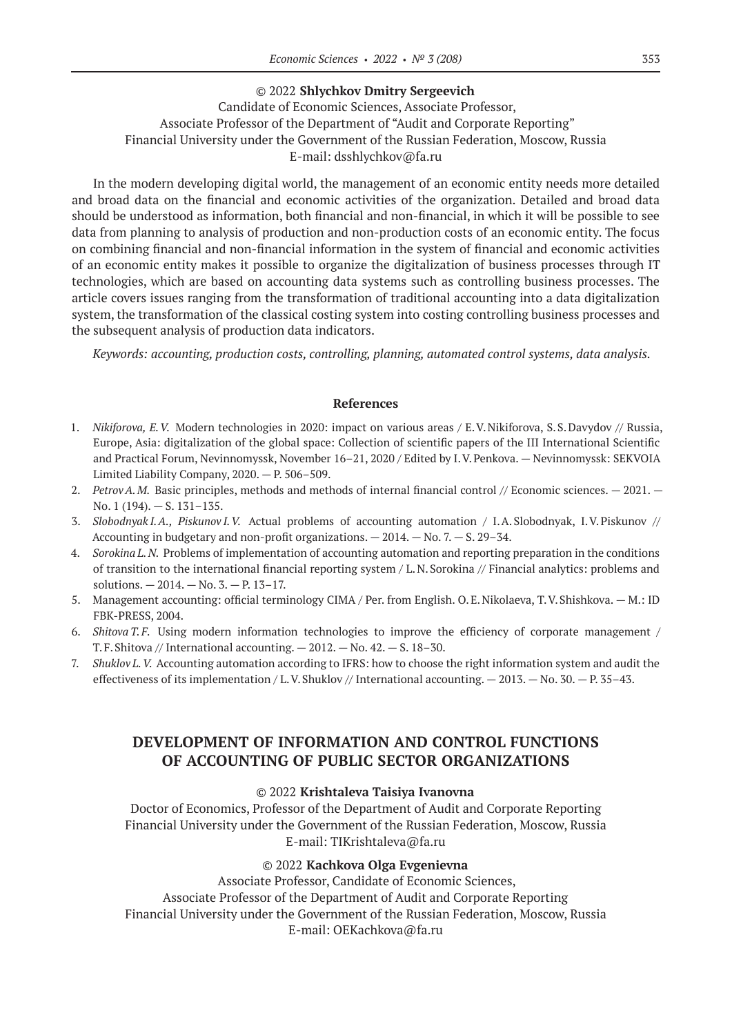© 2022 **Shlychkov Dmitry Sergeevich**
Candidate of Economic Sciences, Associate Professor,
Associate Professor of the Department of "Audit and Corporate Reporting"
Financial University under the Government of the Russian Federation, Moscow, Russia
E-mail: dsshlychkov@fa.ru

In the modern developing digital world, the management of an economic entity needs more detailed and broad data on the financial and economic activities of the organization. Detailed and broad data should be understood as information, both financial and non-financial, in which it will be possible to see data from planning to analysis of production and non-production costs of an economic entity. The focus on combining financial and non-financial information in the system of financial and economic activities of an economic entity makes it possible to organize the digitalization of business processes through IT technologies, which are based on accounting data systems such as controlling business processes. The article covers issues ranging from the transformation of traditional accounting into a data digitalization system, the transformation of the classical costing system into costing controlling business processes and the subsequent analysis of production data indicators.

*Keywords: accounting, production costs, controlling, planning, automated control systems, data analysis.*

**References**

1. *Nikiforova, E.V.* Modern technologies in 2020: impact on various areas / E.V. Nikiforova, S.S. Davydov // Russia, Europe, Asia: digitalization of the global space: Collection of scientific papers of the III International Scientific and Practical Forum, Nevinnomyssk, November 16–21, 2020 / Edited by I.V. Penkova. — Nevinnomyssk: SEKVOIA Limited Liability Company, 2020. — P. 506–509.
2. *Petrov A.M.* Basic principles, methods and methods of internal financial control // Economic sciences. — 2021. — No. 1 (194). — S. 131–135.
3. *Slobodnyak I.A., Piskunov I.V.* Actual problems of accounting automation / I.A. Slobodnyak, I.V. Piskunov // Accounting in budgetary and non-profit organizations. — 2014. — No. 7. — S. 29–34.
4. *Sorokina L.N.* Problems of implementation of accounting automation and reporting preparation in the conditions of transition to the international financial reporting system / L.N. Sorokina // Financial analytics: problems and solutions. — 2014. — No. 3. — P. 13–17.
5. Management accounting: official terminology CIMA / Per. from English. O.E. Nikolaeva, T.V. Shishkova. — M.: ID FBK-PRESS, 2004.
6. *Shitova T.F.* Using modern information technologies to improve the efficiency of corporate management / T.F. Shitova // International accounting. — 2012. — No. 42. — S. 18–30.
7. *Shuklov L.V.* Accounting automation according to IFRS: how to choose the right information system and audit the effectiveness of its implementation / L.V. Shuklov // International accounting. — 2013. — No. 30. — P. 35–43.

## DEVELOPMENT OF INFORMATION AND CONTROL FUNCTIONS OF ACCOUNTING OF PUBLIC SECTOR ORGANIZATIONS

© 2022 **Krishtaleva Taisiya Ivanovna**
Doctor of Economics, Professor of the Department of Audit and Corporate Reporting
Financial University under the Government of the Russian Federation, Moscow, Russia
E-mail: TIKrishtaleva@fa.ru

© 2022 **Kachkova Olga Evgenievna**
Associate Professor, Candidate of Economic Sciences,
Associate Professor of the Department of Audit and Corporate Reporting
Financial University under the Government of the Russian Federation, Moscow, Russia
E-mail: OEKachkova@fa.ru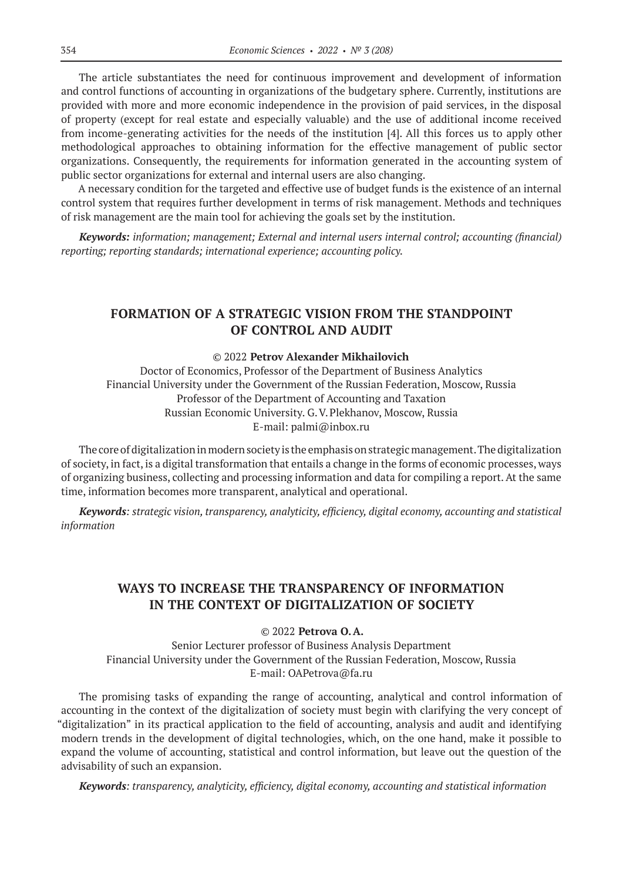The article substantiates the need for continuous improvement and development of information and control functions of accounting in organizations of the budgetary sphere. Currently, institutions are provided with more and more economic independence in the provision of paid services, in the disposal of property (except for real estate and especially valuable) and the use of additional income received from income-generating activities for the needs of the institution [4]. All this forces us to apply other methodological approaches to obtaining information for the effective management of public sector organizations. Consequently, the requirements for information generated in the accounting system of public sector organizations for external and internal users are also changing.

A necessary condition for the targeted and effective use of budget funds is the existence of an internal control system that requires further development in terms of risk management. Methods and techniques of risk management are the main tool for achieving the goals set by the institution.

***Keywords:*** *information; management; External and internal users internal control; accounting (financial) reporting; reporting standards; international experience; accounting policy.*

## FORMATION OF A STRATEGIC VISION FROM THE STANDPOINT OF CONTROL AND AUDIT

© 2022 **Petrov Alexander Mikhailovich**

Doctor of Economics, Professor of the Department of Business Analytics
Financial University under the Government of the Russian Federation, Moscow, Russia
Professor of the Department of Accounting and Taxation
Russian Economic University. G. V. Plekhanov, Moscow, Russia
E-mail: palmi@inbox.ru

The core of digitalization in modern society is the emphasis on strategic management. The digitalization of society, in fact, is a digital transformation that entails a change in the forms of economic processes, ways of organizing business, collecting and processing information and data for compiling a report. At the same time, information becomes more transparent, analytical and operational.

***Keywords****: strategic vision, transparency, analyticity, efficiency, digital economy, accounting and statistical information*

## WAYS TO INCREASE THE TRANSPARENCY OF INFORMATION IN THE CONTEXT OF DIGITALIZATION OF SOCIETY

© 2022 **Petrova O. A.**

Senior Lecturer professor of Business Analysis Department
Financial University under the Government of the Russian Federation, Moscow, Russia
E-mail: OAPetrova@fa.ru

The promising tasks of expanding the range of accounting, analytical and control information of accounting in the context of the digitalization of society must begin with clarifying the very concept of "digitalization" in its practical application to the field of accounting, analysis and audit and identifying modern trends in the development of digital technologies, which, on the one hand, make it possible to expand the volume of accounting, statistical and control information, but leave out the question of the advisability of such an expansion.

***Keywords****: transparency, analyticity, efficiency, digital economy, accounting and statistical information*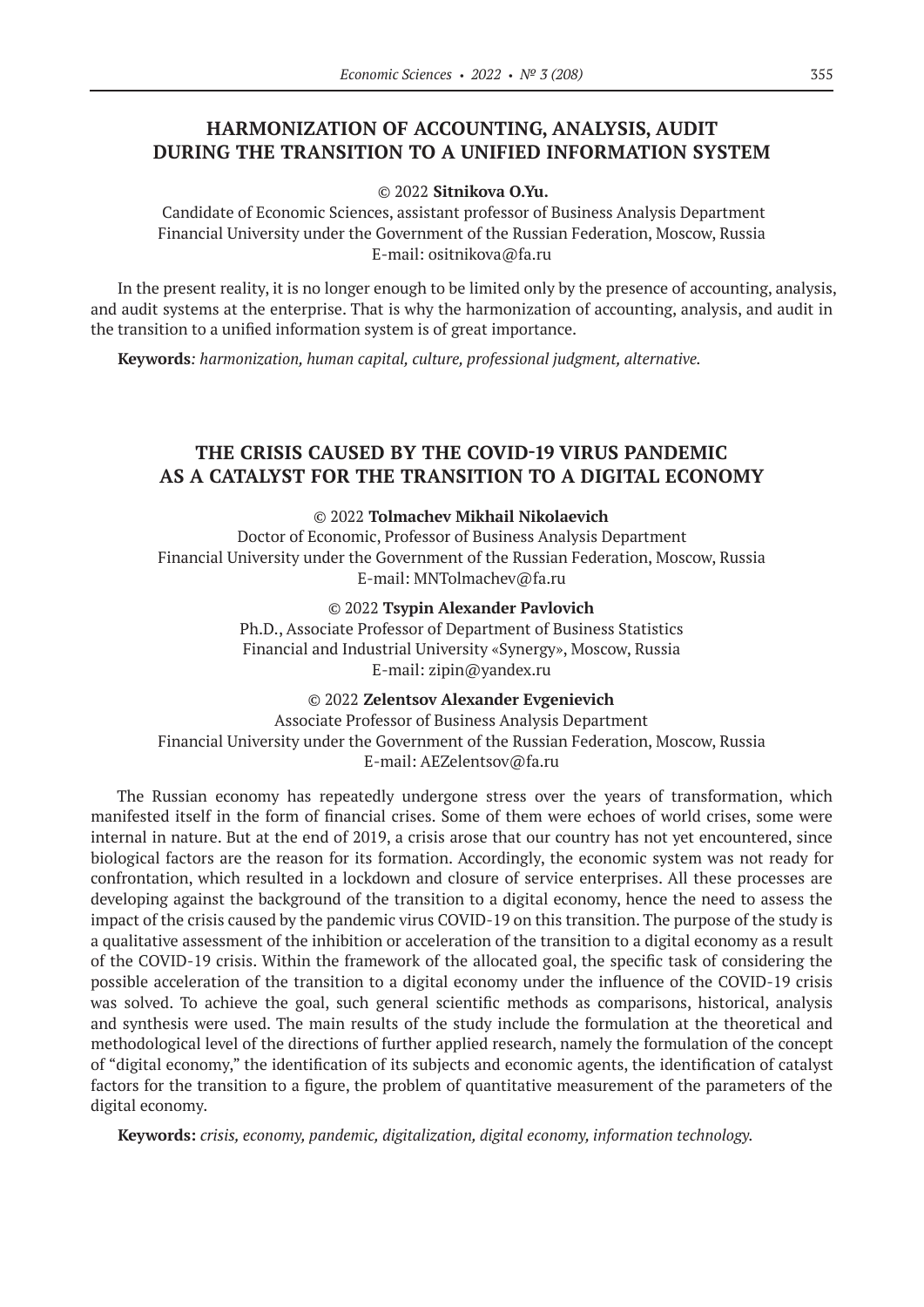## HARMONIZATION OF ACCOUNTING, ANALYSIS, AUDIT DURING THE TRANSITION TO A UNIFIED INFORMATION SYSTEM

© 2022 **Sitnikova O.Yu.**

Candidate of Economic Sciences, assistant professor of Business Analysis Department
Financial University under the Government of the Russian Federation, Moscow, Russia
E-mail: ositnikova@fa.ru

In the present reality, it is no longer enough to be limited only by the presence of accounting, analysis, and audit systems at the enterprise. That is why the harmonization of accounting, analysis, and audit in the transition to a unified information system is of great importance.

**Keywords***: harmonization, human capital, culture, professional judgment, alternative.*

## THE CRISIS CAUSED BY THE COVID-19 VIRUS PANDEMIC AS A CATALYST FOR THE TRANSITION TO A DIGITAL ECONOMY

© 2022 **Tolmachev Mikhail Nikolaevich**

Doctor of Economic, Professor of Business Analysis Department
Financial University under the Government of the Russian Federation, Moscow, Russia
E-mail: MNTolmachev@fa.ru

© 2022 **Tsypin Alexander Pavlovich**

Ph.D., Associate Professor of Department of Business Statistics
Financial and Industrial University «Synergy», Moscow, Russia
E-mail: zipin@yandex.ru

© 2022 **Zelentsov Alexander Evgenievich**

Associate Professor of Business Analysis Department
Financial University under the Government of the Russian Federation, Moscow, Russia
E-mail: AEZelentsov@fa.ru

The Russian economy has repeatedly undergone stress over the years of transformation, which manifested itself in the form of financial crises. Some of them were echoes of world crises, some were internal in nature. But at the end of 2019, a crisis arose that our country has not yet encountered, since biological factors are the reason for its formation. Accordingly, the economic system was not ready for confrontation, which resulted in a lockdown and closure of service enterprises. All these processes are developing against the background of the transition to a digital economy, hence the need to assess the impact of the crisis caused by the pandemic virus COVID-19 on this transition. The purpose of the study is a qualitative assessment of the inhibition or acceleration of the transition to a digital economy as a result of the COVID-19 crisis. Within the framework of the allocated goal, the specific task of considering the possible acceleration of the transition to a digital economy under the influence of the COVID-19 crisis was solved. To achieve the goal, such general scientific methods as comparisons, historical, analysis and synthesis were used. The main results of the study include the formulation at the theoretical and methodological level of the directions of further applied research, namely the formulation of the concept of "digital economy," the identification of its subjects and economic agents, the identification of catalyst factors for the transition to a figure, the problem of quantitative measurement of the parameters of the digital economy.

**Keywords:** *crisis, economy, pandemic, digitalization, digital economy, information technology.*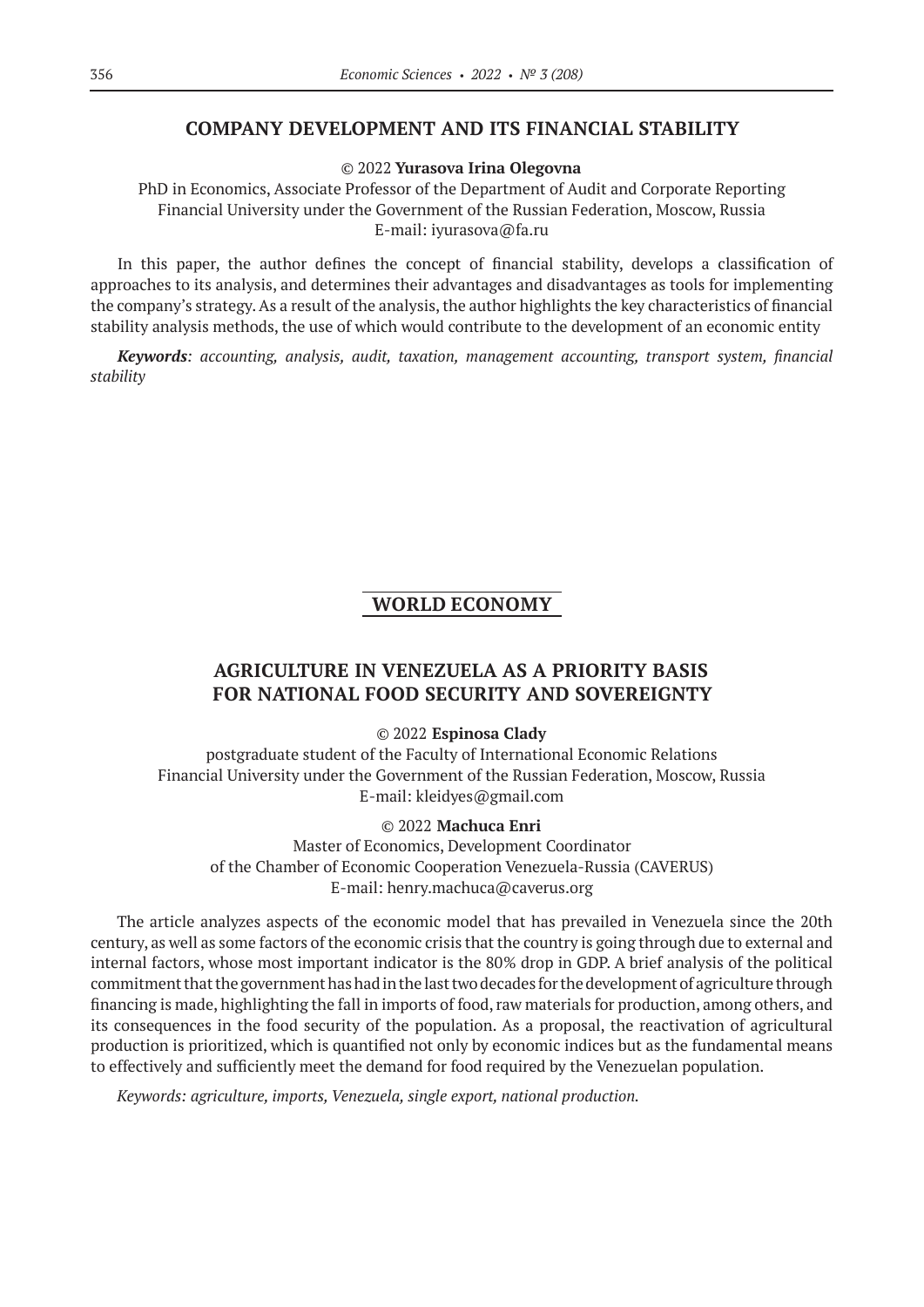## COMPANY DEVELOPMENT AND ITS FINANCIAL STABILITY

© 2022 **Yurasova Irina Olegovna**

PhD in Economics, Associate Professor of the Department of Audit and Corporate Reporting
Financial University under the Government of the Russian Federation, Moscow, Russia
E-mail: iyurasova@fa.ru

In this paper, the author defines the concept of financial stability, develops a classification of approaches to its analysis, and determines their advantages and disadvantages as tools for implementing the company's strategy. As a result of the analysis, the author highlights the key characteristics of financial stability analysis methods, the use of which would contribute to the development of an economic entity

***Keywords****: accounting, analysis, audit, taxation, management accounting, transport system, financial stability*

# WORLD ECONOMY

## AGRICULTURE IN VENEZUELA AS A PRIORITY BASIS FOR NATIONAL FOOD SECURITY AND SOVEREIGNTY

© 2022 **Espinosa Clady**

postgraduate student of the Faculty of International Economic Relations
Financial University under the Government of the Russian Federation, Moscow, Russia
E-mail: kleidyes@gmail.com

© 2022 **Machuca Enri**

Master of Economics, Development Coordinator
of the Chamber of Economic Cooperation Venezuela-Russia (CAVERUS)
E-mail: henry.machuca@caverus.org

The article analyzes aspects of the economic model that has prevailed in Venezuela since the 20th century, as well as some factors of the economic crisis that the country is going through due to external and internal factors, whose most important indicator is the 80% drop in GDP. A brief analysis of the political commitment that the government has had in the last two decades for the development of agriculture through financing is made, highlighting the fall in imports of food, raw materials for production, among others, and its consequences in the food security of the population. As a proposal, the reactivation of agricultural production is prioritized, which is quantified not only by economic indices but as the fundamental means to effectively and sufficiently meet the demand for food required by the Venezuelan population.

*Keywords: agriculture, imports, Venezuela, single export, national production.*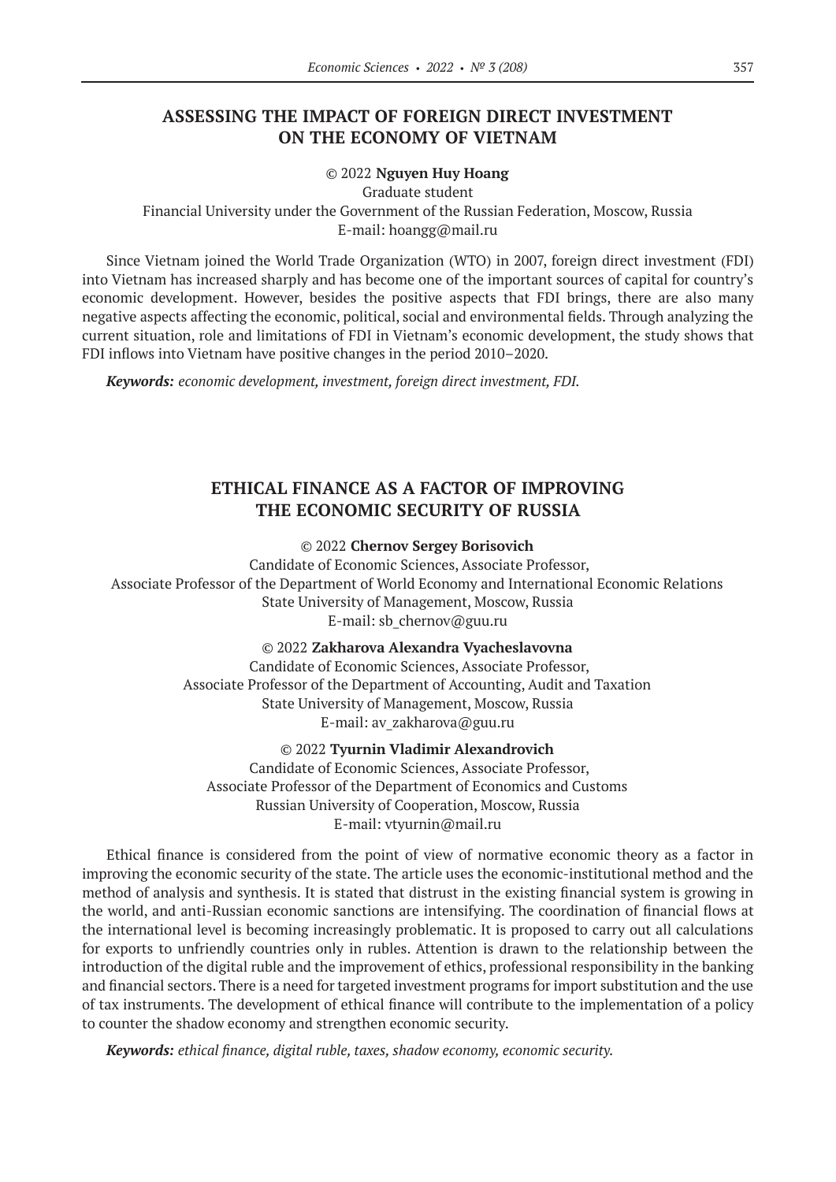## ASSESSING THE IMPACT OF FOREIGN DIRECT INVESTMENT ON THE ECONOMY OF VIETNAM

© 2022 **Nguyen Huy Hoang**
Graduate student
Financial University under the Government of the Russian Federation, Moscow, Russia
E-mail: hoangg@mail.ru

Since Vietnam joined the World Trade Organization (WTO) in 2007, foreign direct investment (FDI) into Vietnam has increased sharply and has become one of the important sources of capital for country's economic development. However, besides the positive aspects that FDI brings, there are also many negative aspects affecting the economic, political, social and environmental fields. Through analyzing the current situation, role and limitations of FDI in Vietnam's economic development, the study shows that FDI inflows into Vietnam have positive changes in the period 2010–2020.

***Keywords:*** *economic development, investment, foreign direct investment, FDI.*

## ETHICAL FINANCE AS A FACTOR OF IMPROVING THE ECONOMIC SECURITY OF RUSSIA

© 2022 **Chernov Sergey Borisovich**
Candidate of Economic Sciences, Associate Professor,
Associate Professor of the Department of World Economy and International Economic Relations
State University of Management, Moscow, Russia
E-mail: sb_chernov@guu.ru

© 2022 **Zakharova Alexandra Vyacheslavovna**
Candidate of Economic Sciences, Associate Professor,
Associate Professor of the Department of Accounting, Audit and Taxation
State University of Management, Moscow, Russia
E-mail: av_zakharova@guu.ru

© 2022 **Tyurnin Vladimir Alexandrovich**
Candidate of Economic Sciences, Associate Professor,
Associate Professor of the Department of Economics and Customs
Russian University of Cooperation, Moscow, Russia
E-mail: vtyurnin@mail.ru

Ethical finance is considered from the point of view of normative economic theory as a factor in improving the economic security of the state. The article uses the economic-institutional method and the method of analysis and synthesis. It is stated that distrust in the existing financial system is growing in the world, and anti-Russian economic sanctions are intensifying. The coordination of financial flows at the international level is becoming increasingly problematic. It is proposed to carry out all calculations for exports to unfriendly countries only in rubles. Attention is drawn to the relationship between the introduction of the digital ruble and the improvement of ethics, professional responsibility in the banking and financial sectors. There is a need for targeted investment programs for import substitution and the use of tax instruments. The development of ethical finance will contribute to the implementation of a policy to counter the shadow economy and strengthen economic security.

***Keywords:*** *ethical finance, digital ruble, taxes, shadow economy, economic security.*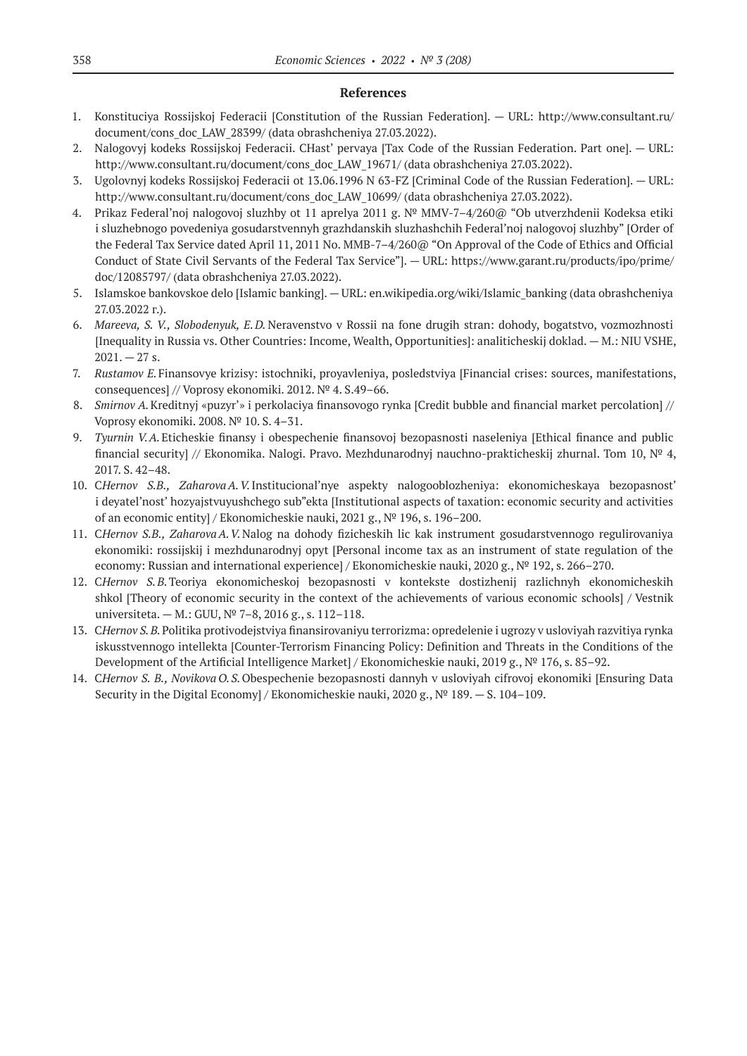**References**

1. Konstituciya Rossijskoj Federacii [Constitution of the Russian Federation]. — URL: http://www.consultant.ru/document/cons_doc_LAW_28399/ (data obrashcheniya 27.03.2022).
2. Nalogovyj kodeks Rossijskoj Federacii. CHast' pervaya [Tax Code of the Russian Federation. Part one]. — URL: http://www.consultant.ru/document/cons_doc_LAW_19671/ (data obrashcheniya 27.03.2022).
3. Ugolovnyj kodeks Rossijskoj Federacii ot 13.06.1996 N 63-FZ [Criminal Code of the Russian Federation]. — URL: http://www.consultant.ru/document/cons_doc_LAW_10699/ (data obrashcheniya 27.03.2022).
4. Prikaz Federal'noj nalogovoj sluzhby ot 11 aprelya 2011 g. № MMV-7–4/260@ "Ob utverzhdenii Kodeksa etiki i sluzhebnogo povedeniya gosudarstvennyh grazhdanskih sluzhashchih Federal'noj nalogovoj sluzhby" [Order of the Federal Tax Service dated April 11, 2011 No. MMB-7–4/260@ "On Approval of the Code of Ethics and Official Conduct of State Civil Servants of the Federal Tax Service"]. — URL: https://www.garant.ru/products/ipo/prime/doc/12085797/ (data obrashcheniya 27.03.2022).
5. Islamskoe bankovskoe delo [Islamic banking]. — URL: en.wikipedia.org/wiki/Islamic_banking (data obrashcheniya 27.03.2022 г.).
6. *Mareeva, S. V., Slobodenyuk, E.D.* Neravenstvo v Rossii na fone drugih stran: dohody, bogatstvo, vozmozhnosti [Inequality in Russia vs. Other Countries: Income, Wealth, Opportunities]: analiticheskij doklad. — M.: NIU VSHE, 2021. — 27 s.
7. *Rustamov E.* Finansovye krizisy: istochniki, proyavleniya, posledstviya [Financial crises: sources, manifestations, consequences] // Voprosy ekonomiki. 2012. № 4. S.49–66.
8. *Smirnov A.* Kreditnyj «puzyr'» i perkolaciya finansovogo rynka [Credit bubble and financial market percolation] // Voprosy ekonomiki. 2008. № 10. S. 4–31.
9. *Tyurnin V.A.* Eticheskie finansy i obespechenie finansovoj bezopasnosti naseleniya [Ethical finance and public financial security] // Ekonomika. Nalogi. Pravo. Mezhdunarodnyj nauchno-prakticheskij zhurnal. Tom 10, № 4, 2017. S. 42–48.
10. C*Hernov S.B., Zaharova A.V.* Institucional'nye aspekty nalogooblozheniya: ekonomicheskaya bezopasnost' i deyatel'nost' hozyajstvuyushchego sub"ekta [Institutional aspects of taxation: economic security and activities of an economic entity] / Ekonomicheskie nauki, 2021 g., № 196, s. 196–200.
11. C*Hernov S.B., Zaharova A.V.* Nalog na dohody fizicheskih lic kak instrument gosudarstvennogo regulirovaniya ekonomiki: rossijskij i mezhdunarodnyj opyt [Personal income tax as an instrument of state regulation of the economy: Russian and international experience] / Ekonomicheskie nauki, 2020 g., № 192, s. 266–270.
12. C*Hernov S.B.* Teoriya ekonomicheskoj bezopasnosti v kontekste dostizhenij razlichnyh ekonomicheskih shkol [Theory of economic security in the context of the achievements of various economic schools] / Vestnik universiteta. — M.: GUU, № 7–8, 2016 g., s. 112–118.
13. C*Hernov S.B.* Politika protivodejstviya finansirovaniyu terrorizma: opredelenie i ugrozy v usloviyah razvitiya rynka iskusstvennogo intellekta [Counter-Terrorism Financing Policy: Definition and Threats in the Conditions of the Development of the Artificial Intelligence Market] / Ekonomicheskie nauki, 2019 g., № 176, s. 85–92.
14. C*Hernov S. B., Novikova O.S.* Obespechenie bezopasnosti dannyh v usloviyah cifrovoj ekonomiki [Ensuring Data Security in the Digital Economy] / Ekonomicheskie nauki, 2020 g., № 189. — S. 104–109.